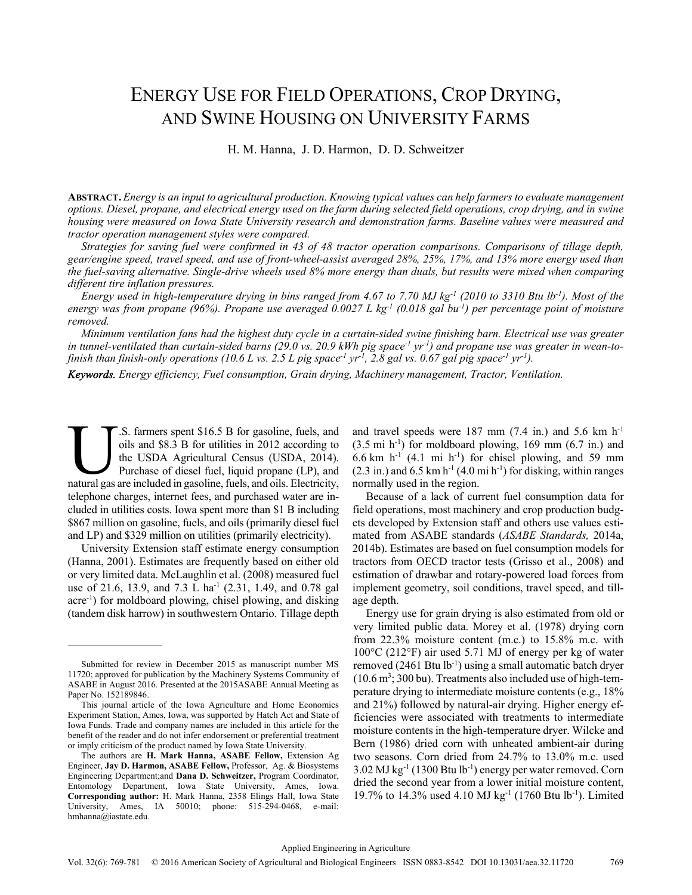# Energy Use for Field Operations, Crop Drying, and Swine Housing on University Farms

H. M. Hanna, J. D. Harmon, D. D. Schweitzer

**Abstract.** *Energy is an input to agricultural production. Knowing typical values can help farmers to evaluate management options. Diesel, propane, and electrical energy used on the farm during selected field operations, crop drying, and in swine housing were measured on Iowa State University research and demonstration farms. Baseline values were measured and tractor operation management styles were compared.*

*Strategies for saving fuel were confirmed in 43 of 48 tractor operation comparisons. Comparisons of tillage depth, gear/engine speed, travel speed, and use of front-wheel-assist averaged 28%, 25%, 17%, and 13% more energy used than the fuel-saving alternative. Single-drive wheels used 8% more energy than duals, but results were mixed when comparing different tire inflation pressures.*

*Energy used in high-temperature drying in bins ranged from 4.67 to 7.70 MJ kg$^{-1}$ (2010 to 3310 Btu lb$^{-1}$). Most of the energy was from propane (96%). Propane use averaged 0.0027 L kg$^{-1}$ (0.018 gal bu$^{-1}$) per percentage point of moisture removed.*

*Minimum ventilation fans had the highest duty cycle in a curtain-sided swine finishing barn. Electrical use was greater in tunnel-ventilated than curtain-sided barns (29.0 vs. 20.9 kWh pig space$^{-1}$ yr$^{-1}$) and propane use was greater in wean-to-finish than finish-only operations (10.6 L vs. 2.5 L pig space$^{-1}$ yr$^{-1}$, 2.8 gal vs. 0.67 gal pig space$^{-1}$ yr$^{-1}$).*

***Keywords.*** *Energy efficiency, Fuel consumption, Grain drying, Machinery management, Tractor, Ventilation.*

U.S. farmers spent \$16.5 B for gasoline, fuels, and oils and \$8.3 B for utilities in 2012 according to the USDA Agricultural Census (USDA, 2014). Purchase of diesel fuel, liquid propane (LP), and natural gas are included in gasoline, fuels, and oils. Electricity, telephone charges, internet fees, and purchased water are included in utilities costs. Iowa spent more than \$1 B including \$867 million on gasoline, fuels, and oils (primarily diesel fuel and LP) and \$329 million on utilities (primarily electricity).

University Extension staff estimate energy consumption (Hanna, 2001). Estimates are frequently based on either old or very limited data. McLaughlin et al. (2008) measured fuel use of 21.6, 13.9, and 7.3 L ha$^{-1}$ (2.31, 1.49, and 0.78 gal acre$^{-1}$) for moldboard plowing, chisel plowing, and disking (tandem disk harrow) in southwestern Ontario. Tillage depth and travel speeds were 187 mm (7.4 in.) and 5.6 km h$^{-1}$ (3.5 mi h$^{-1}$) for moldboard plowing, 169 mm (6.7 in.) and 6.6 km h$^{-1}$ (4.1 mi h$^{-1}$) for chisel plowing, and 59 mm (2.3 in.) and 6.5 km h$^{-1}$ (4.0 mi h$^{-1}$) for disking, within ranges normally used in the region.

Because of a lack of current fuel consumption data for field operations, most machinery and crop production budgets developed by Extension staff and others use values estimated from ASABE standards (*ASABE Standards,* 2014a, 2014b). Estimates are based on fuel consumption models for tractors from OECD tractor tests (Grisso et al., 2008) and estimation of drawbar and rotary-powered load forces from implement geometry, soil conditions, travel speed, and tillage depth.

Energy use for grain drying is also estimated from old or very limited public data. Morey et al. (1978) drying corn from 22.3% moisture content (m.c.) to 15.8% m.c. with 100°C (212°F) air used 5.71 MJ of energy per kg of water removed (2461 Btu lb$^{-1}$) using a small automatic batch dryer (10.6 m$^3$; 300 bu). Treatments also included use of high-temperature drying to intermediate moisture contents (e.g., 18% and 21%) followed by natural-air drying. Higher energy efficiencies were associated with treatments to intermediate moisture contents in the high-temperature dryer. Wilcke and Bern (1986) dried corn with unheated ambient-air during two seasons. Corn dried from 24.7% to 13.0% m.c. used 3.02 MJ kg$^{-1}$ (1300 Btu lb$^{-1}$) energy per water removed. Corn dried the second year from a lower initial moisture content, 19.7% to 14.3% used 4.10 MJ kg$^{-1}$ (1760 Btu lb$^{-1}$). Limited

---

Submitted for review in December 2015 as manuscript number MS 11720; approved for publication by the Machinery Systems Community of ASABE in August 2016. Presented at the 2015ASABE Annual Meeting as Paper No. 152189846.

This journal article of the Iowa Agriculture and Home Economics Experiment Station, Ames, Iowa, was supported by Hatch Act and State of Iowa Funds. Trade and company names are included in this article for the benefit of the reader and do not infer endorsement or preferential treatment or imply criticism of the product named by Iowa State University.

The authors are **H. Mark Hanna, ASABE Fellow,** Extension Ag Engineer, **Jay D. Harmon, ASABE Fellow,** Professor, Ag. & Biosystems Engineering Department;and **Dana D. Schweitzer,** Program Coordinator, Entomology Department, Iowa State University, Ames, Iowa. **Corresponding author:** H. Mark Hanna, 2358 Elings Hall, Iowa State University, Ames, IA 50010; phone: 515-294-0468, e-mail: hmhanna@iastate.edu.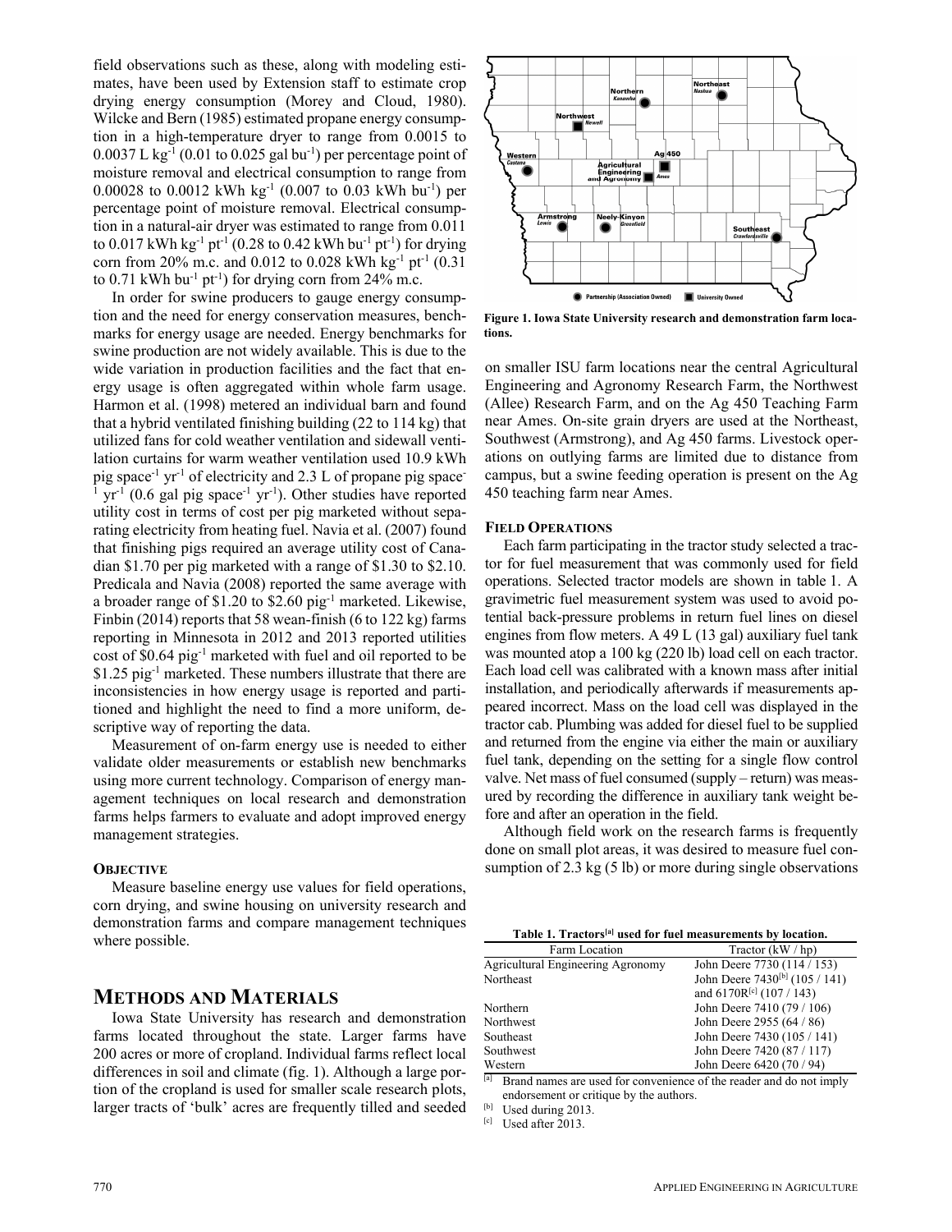field observations such as these, along with modeling estimates, have been used by Extension staff to estimate crop drying energy consumption (Morey and Cloud, 1980). Wilcke and Bern (1985) estimated propane energy consumption in a high-temperature dryer to range from 0.0015 to 0.0037 L $kg^{-1}$ (0.01 to 0.025 gal $bu^{-1}$) per percentage point of moisture removal and electrical consumption to range from 0.00028 to 0.0012 kWh $kg^{-1}$ (0.007 to 0.03 kWh $bu^{-1}$) per percentage point of moisture removal. Electrical consumption in a natural-air dryer was estimated to range from 0.011 to 0.017 kWh $kg^{-1}$ $pt^{-1}$ (0.28 to 0.42 kWh $bu^{-1}$ $pt^{-1}$) for drying corn from 20% m.c. and 0.012 to 0.028 kWh $kg^{-1}$ $pt^{-1}$ (0.31 to 0.71 kWh $bu^{-1}$ $pt^{-1}$) for drying corn from 24% m.c.

In order for swine producers to gauge energy consumption and the need for energy conservation measures, benchmarks for energy usage are needed. Energy benchmarks for swine production are not widely available. This is due to the wide variation in production facilities and the fact that energy usage is often aggregated within whole farm usage. Harmon et al. (1998) metered an individual barn and found that a hybrid ventilated finishing building (22 to 114 kg) that utilized fans for cold weather ventilation and sidewall ventilation curtains for warm weather ventilation used 10.9 kWh pig $space^{-1}$ $yr^{-1}$ of electricity and 2.3 L of propane pig $space^{-1}$ $yr^{-1}$ (0.6 gal pig $space^{-1}$ $yr^{-1}$). Other studies have reported utility cost in terms of cost per pig marketed without separating electricity from heating fuel. Navia et al. (2007) found that finishing pigs required an average utility cost of Canadian \$1.70 per pig marketed with a range of \$1.30 to \$2.10. Predicala and Navia (2008) reported the same average with a broader range of \$1.20 to \$2.60 $pig^{-1}$ marketed. Likewise, Finbin (2014) reports that 58 wean-finish (6 to 122 kg) farms reporting in Minnesota in 2012 and 2013 reported utilities cost of \$0.64 $pig^{-1}$ marketed with fuel and oil reported to be \$1.25 $pig^{-1}$ marketed. These numbers illustrate that there are inconsistencies in how energy usage is reported and partitioned and highlight the need to find a more uniform, descriptive way of reporting the data.

Measurement of on-farm energy use is needed to either validate older measurements or establish new benchmarks using more current technology. Comparison of energy management techniques on local research and demonstration farms helps farmers to evaluate and adopt improved energy management strategies.

### Objective

Measure baseline energy use values for field operations, corn drying, and swine housing on university research and demonstration farms and compare management techniques where possible.

## Methods and Materials

Iowa State University has research and demonstration farms located throughout the state. Larger farms have 200 acres or more of cropland. Individual farms reflect local differences in soil and climate (fig. 1). Although a large portion of the cropland is used for smaller scale research plots, larger tracts of 'bulk' acres are frequently tilled and seeded on smaller ISU farm locations near the central Agricultural Engineering and Agronomy Research Farm, the Northwest (Allee) Research Farm, and on the Ag 450 Teaching Farm near Ames. On-site grain dryers are used at the Northeast, Southwest (Armstrong), and Ag 450 farms. Livestock operations on outlying farms are limited due to distance from campus, but a swine feeding operation is present on the Ag 450 teaching farm near Ames.

**Figure 1. Iowa State University research and demonstration farm locations.**

### Field Operations

Each farm participating in the tractor study selected a tractor for fuel measurement that was commonly used for field operations. Selected tractor models are shown in table 1. A gravimetric fuel measurement system was used to avoid potential back-pressure problems in return fuel lines on diesel engines from flow meters. A 49 L (13 gal) auxiliary fuel tank was mounted atop a 100 kg (220 lb) load cell on each tractor. Each load cell was calibrated with a known mass after initial installation, and periodically afterwards if measurements appeared incorrect. Mass on the load cell was displayed in the tractor cab. Plumbing was added for diesel fuel to be supplied and returned from the engine via either the main or auxiliary fuel tank, depending on the setting for a single flow control valve. Net mass of fuel consumed (supply – return) was measured by recording the difference in auxiliary tank weight before and after an operation in the field.

Although field work on the research farms is frequently done on small plot areas, it was desired to measure fuel consumption of 2.3 kg (5 lb) or more during single observations

**Table 1. Tractors[a] used for fuel measurements by location.**

| Farm Location | Tractor (kW / hp) |
|---|---|
| Agricultural Engineering Agronomy | John Deere 7730 (114 / 153) |
| Northeast | John Deere 7430[b] (105 / 141) and 6170R[c] (107 / 143) |
| Northern | John Deere 7410 (79 / 106) |
| Northwest | John Deere 2955 (64 / 86) |
| Southeast | John Deere 7430 (105 / 141) |
| Southwest | John Deere 7420 (87 / 117) |
| Western | John Deere 6420 (70 / 94) |

[a] Brand names are used for convenience of the reader and do not imply endorsement or critique by the authors.
[b] Used during 2013.
[c] Used after 2013.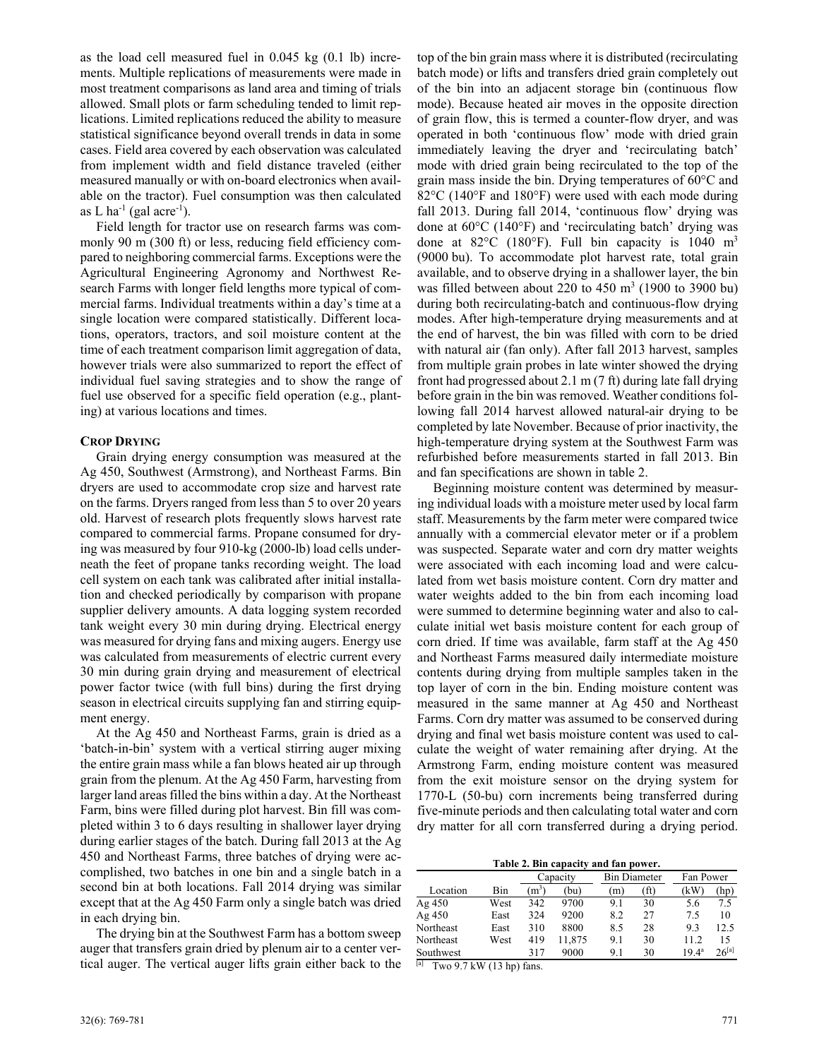as the load cell measured fuel in 0.045 kg (0.1 lb) increments. Multiple replications of measurements were made in most treatment comparisons as land area and timing of trials allowed. Small plots or farm scheduling tended to limit replications. Limited replications reduced the ability to measure statistical significance beyond overall trends in data in some cases. Field area covered by each observation was calculated from implement width and field distance traveled (either measured manually or with on-board electronics when available on the tractor). Fuel consumption was then calculated as L ha$^{-1}$ (gal acre$^{-1}$).

Field length for tractor use on research farms was commonly 90 m (300 ft) or less, reducing field efficiency compared to neighboring commercial farms. Exceptions were the Agricultural Engineering Agronomy and Northwest Research Farms with longer field lengths more typical of commercial farms. Individual treatments within a day's time at a single location were compared statistically. Different locations, operators, tractors, and soil moisture content at the time of each treatment comparison limit aggregation of data, however trials were also summarized to report the effect of individual fuel saving strategies and to show the range of fuel use observed for a specific field operation (e.g., planting) at various locations and times.

### Crop Drying

Grain drying energy consumption was measured at the Ag 450, Southwest (Armstrong), and Northeast Farms. Bin dryers are used to accommodate crop size and harvest rate on the farms. Dryers ranged from less than 5 to over 20 years old. Harvest of research plots frequently slows harvest rate compared to commercial farms. Propane consumed for drying was measured by four 910-kg (2000-lb) load cells underneath the feet of propane tanks recording weight. The load cell system on each tank was calibrated after initial installation and checked periodically by comparison with propane supplier delivery amounts. A data logging system recorded tank weight every 30 min during drying. Electrical energy was measured for drying fans and mixing augers. Energy use was calculated from measurements of electric current every 30 min during grain drying and measurement of electrical power factor twice (with full bins) during the first drying season in electrical circuits supplying fan and stirring equipment energy.

At the Ag 450 and Northeast Farms, grain is dried as a 'batch-in-bin' system with a vertical stirring auger mixing the entire grain mass while a fan blows heated air up through grain from the plenum. At the Ag 450 Farm, harvesting from larger land areas filled the bins within a day. At the Northeast Farm, bins were filled during plot harvest. Bin fill was completed within 3 to 6 days resulting in shallower layer drying during earlier stages of the batch. During fall 2013 at the Ag 450 and Northeast Farms, three batches of drying were accomplished, two batches in one bin and a single batch in a second bin at both locations. Fall 2014 drying was similar except that at the Ag 450 Farm only a single batch was dried in each drying bin.

The drying bin at the Southwest Farm has a bottom sweep auger that transfers grain dried by plenum air to a center vertical auger. The vertical auger lifts grain either back to the top of the bin grain mass where it is distributed (recirculating batch mode) or lifts and transfers dried grain completely out of the bin into an adjacent storage bin (continuous flow mode). Because heated air moves in the opposite direction of grain flow, this is termed a counter-flow dryer, and was operated in both 'continuous flow' mode with dried grain immediately leaving the dryer and 'recirculating batch' mode with dried grain being recirculated to the top of the grain mass inside the bin. Drying temperatures of 60°C and 82°C (140°F and 180°F) were used with each mode during fall 2013. During fall 2014, 'continuous flow' drying was done at 60°C (140°F) and 'recirculating batch' drying was done at 82°C (180°F). Full bin capacity is 1040 m$^3$ (9000 bu). To accommodate plot harvest rate, total grain available, and to observe drying in a shallower layer, the bin was filled between about 220 to 450 m$^3$ (1900 to 3900 bu) during both recirculating-batch and continuous-flow drying modes. After high-temperature drying measurements and at the end of harvest, the bin was filled with corn to be dried with natural air (fan only). After fall 2013 harvest, samples from multiple grain probes in late winter showed the drying front had progressed about 2.1 m (7 ft) during late fall drying before grain in the bin was removed. Weather conditions following fall 2014 harvest allowed natural-air drying to be completed by late November. Because of prior inactivity, the high-temperature drying system at the Southwest Farm was refurbished before measurements started in fall 2013. Bin and fan specifications are shown in table 2.

Beginning moisture content was determined by measuring individual loads with a moisture meter used by local farm staff. Measurements by the farm meter were compared twice annually with a commercial elevator meter or if a problem was suspected. Separate water and corn dry matter weights were associated with each incoming load and were calculated from wet basis moisture content. Corn dry matter and water weights added to the bin from each incoming load were summed to determine beginning water and also to calculate initial wet basis moisture content for each group of corn dried. If time was available, farm staff at the Ag 450 and Northeast Farms measured daily intermediate moisture contents during drying from multiple samples taken in the top layer of corn in the bin. Ending moisture content was measured in the same manner at Ag 450 and Northeast Farms. Corn dry matter was assumed to be conserved during drying and final wet basis moisture content was used to calculate the weight of water remaining after drying. At the Armstrong Farm, ending moisture content was measured from the exit moisture sensor on the drying system for 1770-L (50-bu) corn increments being transferred during five-minute periods and then calculating total water and corn dry matter for all corn transferred during a drying period.

**Table 2. Bin capacity and fan power.**

| | | Capacity | | Bin Diameter | | Fan Power | |
|---|---|---|---|---|---|---|---|
| Location | Bin | (m$^3$) | (bu) | (m) | (ft) | (kW) | (hp) |
| Ag 450 | West | 342 | 9700 | 9.1 | 30 | 5.6 | 7.5 |
| Ag 450 | East | 324 | 9200 | 8.2 | 27 | 7.5 | 10 |
| Northeast | East | 310 | 8800 | 8.5 | 28 | 9.3 | 12.5 |
| Northeast | West | 419 | 11,875 | 9.1 | 30 | 11.2 | 15 |
| Southwest | | 317 | 9000 | 9.1 | 30 | 19.4[a] | 26[a] |

[a] Two 9.7 kW (13 hp) fans.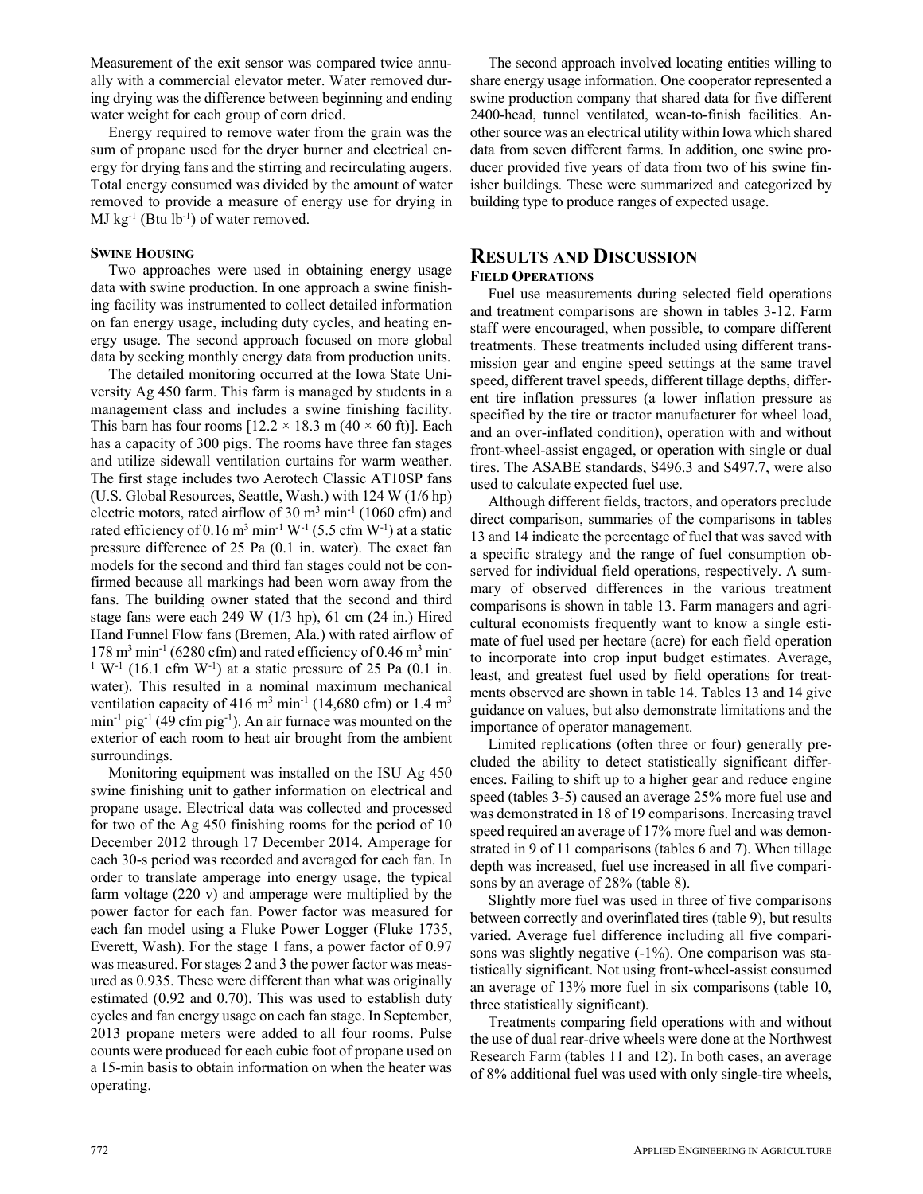Measurement of the exit sensor was compared twice annually with a commercial elevator meter. Water removed during drying was the difference between beginning and ending water weight for each group of corn dried.

Energy required to remove water from the grain was the sum of propane used for the dryer burner and electrical energy for drying fans and the stirring and recirculating augers. Total energy consumed was divided by the amount of water removed to provide a measure of energy use for drying in MJ $kg^{-1}$ (Btu $lb^{-1}$) of water removed.

### Swine Housing

Two approaches were used in obtaining energy usage data with swine production. In one approach a swine finishing facility was instrumented to collect detailed information on fan energy usage, including duty cycles, and heating energy usage. The second approach focused on more global data by seeking monthly energy data from production units.

The detailed monitoring occurred at the Iowa State University Ag 450 farm. This farm is managed by students in a management class and includes a swine finishing facility. This barn has four rooms [$12.2 \times 18.3$ m ($40 \times 60$ ft)]. Each has a capacity of 300 pigs. The rooms have three fan stages and utilize sidewall ventilation curtains for warm weather. The first stage includes two Aerotech Classic AT10SP fans (U.S. Global Resources, Seattle, Wash.) with 124 W (1/6 hp) electric motors, rated airflow of 30 $m^3$ $min^{-1}$ (1060 cfm) and rated efficiency of 0.16 $m^3$ $min^{-1}$ $W^{-1}$ (5.5 cfm $W^{-1}$) at a static pressure difference of 25 Pa (0.1 in. water). The exact fan models for the second and third fan stages could not be confirmed because all markings had been worn away from the fans. The building owner stated that the second and third stage fans were each 249 W (1/3 hp), 61 cm (24 in.) Hired Hand Funnel Flow fans (Bremen, Ala.) with rated airflow of 178 $m^3$ $min^{-1}$ (6280 cfm) and rated efficiency of 0.46 $m^3$ $min^{-1}$ $W^{-1}$ (16.1 cfm $W^{-1}$) at a static pressure of 25 Pa (0.1 in. water). This resulted in a nominal maximum mechanical ventilation capacity of 416 $m^3$ $min^{-1}$ (14,680 cfm) or 1.4 $m^3$ $min^{-1}$ $pig^{-1}$ (49 cfm $pig^{-1}$). An air furnace was mounted on the exterior of each room to heat air brought from the ambient surroundings.

Monitoring equipment was installed on the ISU Ag 450 swine finishing unit to gather information on electrical and propane usage. Electrical data was collected and processed for two of the Ag 450 finishing rooms for the period of 10 December 2012 through 17 December 2014. Amperage for each 30-s period was recorded and averaged for each fan. In order to translate amperage into energy usage, the typical farm voltage (220 v) and amperage were multiplied by the power factor for each fan. Power factor was measured for each fan model using a Fluke Power Logger (Fluke 1735, Everett, Wash). For the stage 1 fans, a power factor of 0.97 was measured. For stages 2 and 3 the power factor was measured as 0.935. These were different than what was originally estimated (0.92 and 0.70). This was used to establish duty cycles and fan energy usage on each fan stage. In September, 2013 propane meters were added to all four rooms. Pulse counts were produced for each cubic foot of propane used on a 15-min basis to obtain information on when the heater was operating.

The second approach involved locating entities willing to share energy usage information. One cooperator represented a swine production company that shared data for five different 2400-head, tunnel ventilated, wean-to-finish facilities. Another source was an electrical utility within Iowa which shared data from seven different farms. In addition, one swine producer provided five years of data from two of his swine finisher buildings. These were summarized and categorized by building type to produce ranges of expected usage.

## Results and Discussion

### Field Operations

Fuel use measurements during selected field operations and treatment comparisons are shown in tables 3-12. Farm staff were encouraged, when possible, to compare different treatments. These treatments included using different transmission gear and engine speed settings at the same travel speed, different travel speeds, different tillage depths, different tire inflation pressures (a lower inflation pressure as specified by the tire or tractor manufacturer for wheel load, and an over-inflated condition), operation with and without front-wheel-assist engaged, or operation with single or dual tires. The ASABE standards, S496.3 and S497.7, were also used to calculate expected fuel use.

Although different fields, tractors, and operators preclude direct comparison, summaries of the comparisons in tables 13 and 14 indicate the percentage of fuel that was saved with a specific strategy and the range of fuel consumption observed for individual field operations, respectively. A summary of observed differences in the various treatment comparisons is shown in table 13. Farm managers and agricultural economists frequently want to know a single estimate of fuel used per hectare (acre) for each field operation to incorporate into crop input budget estimates. Average, least, and greatest fuel used by field operations for treatments observed are shown in table 14. Tables 13 and 14 give guidance on values, but also demonstrate limitations and the importance of operator management.

Limited replications (often three or four) generally precluded the ability to detect statistically significant differences. Failing to shift up to a higher gear and reduce engine speed (tables 3-5) caused an average 25% more fuel use and was demonstrated in 18 of 19 comparisons. Increasing travel speed required an average of 17% more fuel and was demonstrated in 9 of 11 comparisons (tables 6 and 7). When tillage depth was increased, fuel use increased in all five comparisons by an average of 28% (table 8).

Slightly more fuel was used in three of five comparisons between correctly and overinflated tires (table 9), but results varied. Average fuel difference including all five comparisons was slightly negative (-1%). One comparison was statistically significant. Not using front-wheel-assist consumed an average of 13% more fuel in six comparisons (table 10, three statistically significant).

Treatments comparing field operations with and without the use of dual rear-drive wheels were done at the Northwest Research Farm (tables 11 and 12). In both cases, an average of 8% additional fuel was used with only single-tire wheels,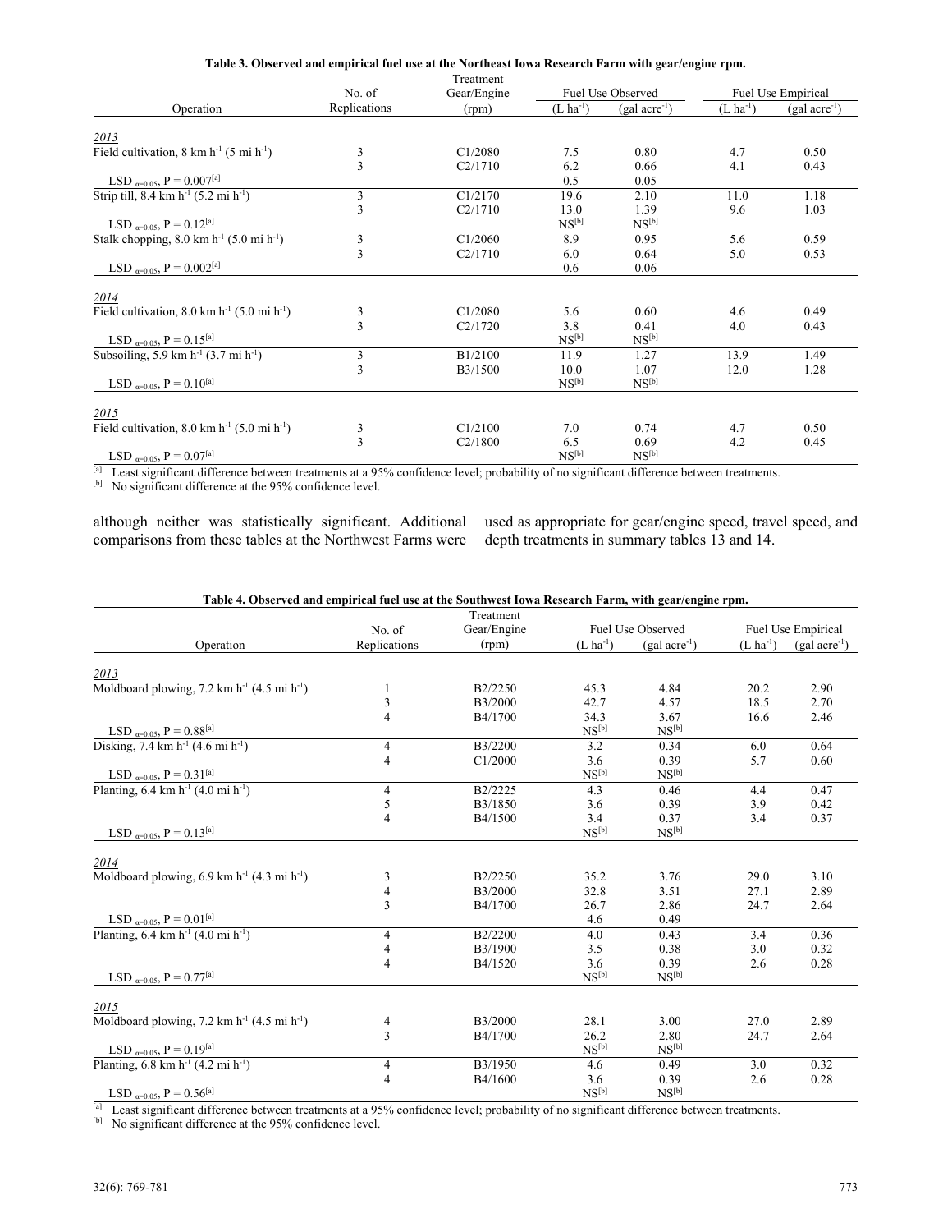**Table 3. Observed and empirical fuel use at the Northeast Iowa Research Farm with gear/engine rpm.**

| Operation | No. of Replications | Treatment Gear/Engine (rpm) | Fuel Use Observed ($L\ ha^{-1}$) | Fuel Use Observed ($gal\ acre^{-1}$) | Fuel Use Empirical ($L\ ha^{-1}$) | Fuel Use Empirical ($gal\ acre^{-1}$) |
|---|---|---|---|---|---|---|
| *2013* | | | | | | |
| Field cultivation, 8 km $h^{-1}$ (5 mi $h^{-1}$) | 3 | C1/2080 | 7.5 | 0.80 | 4.7 | 0.50 |
| | 3 | C2/1710 | 6.2 | 0.66 | 4.1 | 0.43 |
| LSD $_{\alpha=0.05}$, P = 0.007[a] | | | 0.5 | 0.05 | | |
| Strip till, 8.4 km $h^{-1}$ (5.2 mi $h^{-1}$) | 3 | C1/2170 | 19.6 | 2.10 | 11.0 | 1.18 |
| | 3 | C2/1710 | 13.0 | 1.39 | 9.6 | 1.03 |
| LSD $_{\alpha=0.05}$, P = 0.12[a] | | | NS[b] | NS[b] | | |
| Stalk chopping, 8.0 km $h^{-1}$ (5.0 mi $h^{-1}$) | 3 | C1/2060 | 8.9 | 0.95 | 5.6 | 0.59 |
| | 3 | C2/1710 | 6.0 | 0.64 | 5.0 | 0.53 |
| LSD $_{\alpha=0.05}$, P = 0.002[a] | | | 0.6 | 0.06 | | |
| *2014* | | | | | | |
| Field cultivation, 8.0 km $h^{-1}$ (5.0 mi $h^{-1}$) | 3 | C1/2080 | 5.6 | 0.60 | 4.6 | 0.49 |
| | 3 | C2/1720 | 3.8 | 0.41 | 4.0 | 0.43 |
| LSD $_{\alpha=0.05}$, P = 0.15[a] | | | NS[b] | NS[b] | | |
| Subsoiling, 5.9 km $h^{-1}$ (3.7 mi $h^{-1}$) | 3 | B1/2100 | 11.9 | 1.27 | 13.9 | 1.49 |
| | 3 | B3/1500 | 10.0 | 1.07 | 12.0 | 1.28 |
| LSD $_{\alpha=0.05}$, P = 0.10[a] | | | NS[b] | NS[b] | | |
| *2015* | | | | | | |
| Field cultivation, 8.0 km $h^{-1}$ (5.0 mi $h^{-1}$) | 3 | C1/2100 | 7.0 | 0.74 | 4.7 | 0.50 |
| | 3 | C2/1800 | 6.5 | 0.69 | 4.2 | 0.45 |
| LSD $_{\alpha=0.05}$, P = 0.07[a] | | | NS[b] | NS[b] | | |

[a] Least significant difference between treatments at a 95% confidence level; probability of no significant difference between treatments.
[b] No significant difference at the 95% confidence level.

although neither was statistically significant. Additional comparisons from these tables at the Northwest Farms were used as appropriate for gear/engine speed, travel speed, and depth treatments in summary tables 13 and 14.

**Table 4. Observed and empirical fuel use at the Southwest Iowa Research Farm, with gear/engine rpm.**

| Operation | No. of Replications | Treatment Gear/Engine (rpm) | Fuel Use Observed ($L\ ha^{-1}$) | Fuel Use Observed ($gal\ acre^{-1}$) | Fuel Use Empirical ($L\ ha^{-1}$) | Fuel Use Empirical ($gal\ acre^{-1}$) |
|---|---|---|---|---|---|---|
| *2013* | | | | | | |
| Moldboard plowing, 7.2 km $h^{-1}$ (4.5 mi $h^{-1}$) | 1 | B2/2250 | 45.3 | 4.84 | 20.2 | 2.90 |
| | 3 | B3/2000 | 42.7 | 4.57 | 18.5 | 2.70 |
| | 4 | B4/1700 | 34.3 | 3.67 | 16.6 | 2.46 |
| LSD $_{\alpha=0.05}$, P = 0.88[a] | | | NS[b] | NS[b] | | |
| Disking, 7.4 km $h^{-1}$ (4.6 mi $h^{-1}$) | 4 | B3/2200 | 3.2 | 0.34 | 6.0 | 0.64 |
| | 4 | C1/2000 | 3.6 | 0.39 | 5.7 | 0.60 |
| LSD $_{\alpha=0.05}$, P = 0.31[a] | | | NS[b] | NS[b] | | |
| Planting, 6.4 km $h^{-1}$ (4.0 mi $h^{-1}$) | 4 | B2/2225 | 4.3 | 0.46 | 4.4 | 0.47 |
| | 5 | B3/1850 | 3.6 | 0.39 | 3.9 | 0.42 |
| | 4 | B4/1500 | 3.4 | 0.37 | 3.4 | 0.37 |
| LSD $_{\alpha=0.05}$, P = 0.13[a] | | | NS[b] | NS[b] | | |
| *2014* | | | | | | |
| Moldboard plowing, 6.9 km $h^{-1}$ (4.3 mi $h^{-1}$) | 3 | B2/2250 | 35.2 | 3.76 | 29.0 | 3.10 |
| | 4 | B3/2000 | 32.8 | 3.51 | 27.1 | 2.89 |
| | 3 | B4/1700 | 26.7 | 2.86 | 24.7 | 2.64 |
| LSD $_{\alpha=0.05}$, P = 0.01[a] | | | 4.6 | 0.49 | | |
| Planting, 6.4 km $h^{-1}$ (4.0 mi $h^{-1}$) | 4 | B2/2200 | 4.0 | 0.43 | 3.4 | 0.36 |
| | 4 | B3/1900 | 3.5 | 0.38 | 3.0 | 0.32 |
| | 4 | B4/1520 | 3.6 | 0.39 | 2.6 | 0.28 |
| LSD $_{\alpha=0.05}$, P = 0.77[a] | | | NS[b] | NS[b] | | |
| *2015* | | | | | | |
| Moldboard plowing, 7.2 km $h^{-1}$ (4.5 mi $h^{-1}$) | 4 | B3/2000 | 28.1 | 3.00 | 27.0 | 2.89 |
| | 3 | B4/1700 | 26.2 | 2.80 | 24.7 | 2.64 |
| LSD $_{\alpha=0.05}$, P = 0.19[a] | | | NS[b] | NS[b] | | |
| Planting, 6.8 km $h^{-1}$ (4.2 mi $h^{-1}$) | 4 | B3/1950 | 4.6 | 0.49 | 3.0 | 0.32 |
| | 4 | B4/1600 | 3.6 | 0.39 | 2.6 | 0.28 |
| LSD $_{\alpha=0.05}$, P = 0.56[a] | | | NS[b] | NS[b] | | |

[a] Least significant difference between treatments at a 95% confidence level; probability of no significant difference between treatments.
[b] No significant difference at the 95% confidence level.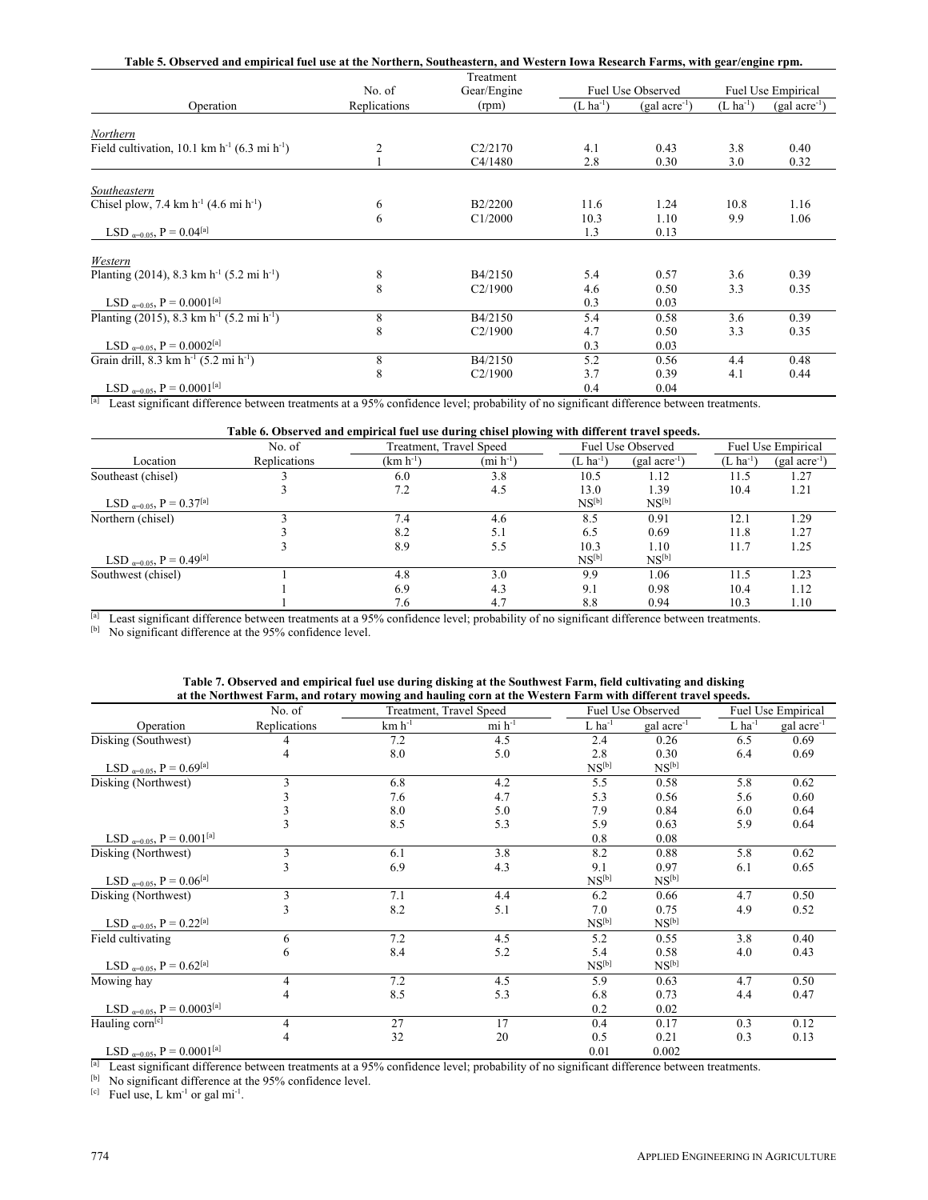**Table 5. Observed and empirical fuel use at the Northern, Southeastern, and Western Iowa Research Farms, with gear/engine rpm.**

| Operation | No. of Replications | Treatment Gear/Engine (rpm) | Fuel Use Observed ($L\ ha^{-1}$) | Fuel Use Observed ($gal\ acre^{-1}$) | Fuel Use Empirical ($L\ ha^{-1}$) | Fuel Use Empirical ($gal\ acre^{-1}$) |
|---|---|---|---|---|---|---|
| *Northern* | | | | | | |
| Field cultivation, 10.1 $km\ h^{-1}$ (6.3 $mi\ h^{-1}$) | 2 | C2/2170 | 4.1 | 0.43 | 3.8 | 0.40 |
| | 1 | C4/1480 | 2.8 | 0.30 | 3.0 | 0.32 |
| *Southeastern* | | | | | | |
| Chisel plow, 7.4 $km\ h^{-1}$ (4.6 $mi\ h^{-1}$) | 6 | B2/2200 | 11.6 | 1.24 | 10.8 | 1.16 |
| | 6 | C1/2000 | 10.3 | 1.10 | 9.9 | 1.06 |
| LSD $_{\alpha=0.05}$, P = 0.04[a] | | | 1.3 | 0.13 | | |
| *Western* | | | | | | |
| Planting (2014), 8.3 $km\ h^{-1}$ (5.2 $mi\ h^{-1}$) | 8 | B4/2150 | 5.4 | 0.57 | 3.6 | 0.39 |
| | 8 | C2/1900 | 4.6 | 0.50 | 3.3 | 0.35 |
| LSD $_{\alpha=0.05}$, P = 0.0001[a] | | | 0.3 | 0.03 | | |
| Planting (2015), 8.3 $km\ h^{-1}$ (5.2 $mi\ h^{-1}$) | 8 | B4/2150 | 5.4 | 0.58 | 3.6 | 0.39 |
| | 8 | C2/1900 | 4.7 | 0.50 | 3.3 | 0.35 |
| LSD $_{\alpha=0.05}$, P = 0.0002[a] | | | 0.3 | 0.03 | | |
| Grain drill, 8.3 $km\ h^{-1}$ (5.2 $mi\ h^{-1}$) | 8 | B4/2150 | 5.2 | 0.56 | 4.4 | 0.48 |
| | 8 | C2/1900 | 3.7 | 0.39 | 4.1 | 0.44 |
| LSD $_{\alpha=0.05}$, P = 0.0001[a] | | | 0.4 | 0.04 | | |

[a] Least significant difference between treatments at a 95% confidence level; probability of no significant difference between treatments.

**Table 6. Observed and empirical fuel use during chisel plowing with different travel speeds.**

| Location | No. of Replications | Treatment, Travel Speed ($km\ h^{-1}$) | Treatment, Travel Speed ($mi\ h^{-1}$) | Fuel Use Observed ($L\ ha^{-1}$) | Fuel Use Observed ($gal\ acre^{-1}$) | Fuel Use Empirical ($L\ ha^{-1}$) | Fuel Use Empirical ($gal\ acre^{-1}$) |
|---|---|---|---|---|---|---|---|
| Southeast (chisel) | 3 | 6.0 | 3.8 | 10.5 | 1.12 | 11.5 | 1.27 |
| | 3 | 7.2 | 4.5 | 13.0 | 1.39 | 10.4 | 1.21 |
| LSD $_{\alpha=0.05}$, P = 0.37[a] | | | | NS[b] | NS[b] | | |
| Northern (chisel) | 3 | 7.4 | 4.6 | 8.5 | 0.91 | 12.1 | 1.29 |
| | 3 | 8.2 | 5.1 | 6.5 | 0.69 | 11.8 | 1.27 |
| | 3 | 8.9 | 5.5 | 10.3 | 1.10 | 11.7 | 1.25 |
| LSD $_{\alpha=0.05}$, P = 0.49[a] | | | | NS[b] | NS[b] | | |
| Southwest (chisel) | 1 | 4.8 | 3.0 | 9.9 | 1.06 | 11.5 | 1.23 |
| | 1 | 6.9 | 4.3 | 9.1 | 0.98 | 10.4 | 1.12 |
| | 1 | 7.6 | 4.7 | 8.8 | 0.94 | 10.3 | 1.10 |

[a] Least significant difference between treatments at a 95% confidence level; probability of no significant difference between treatments.
[b] No significant difference at the 95% confidence level.

**Table 7. Observed and empirical fuel use during disking at the Southwest Farm, field cultivating and disking at the Northwest Farm, and rotary mowing and hauling corn at the Western Farm with different travel speeds.**

| Operation | No. of Replications | Treatment, Travel Speed ($km\ h^{-1}$) | Treatment, Travel Speed ($mi\ h^{-1}$) | Fuel Use Observed ($L\ ha^{-1}$) | Fuel Use Observed ($gal\ acre^{-1}$) | Fuel Use Empirical ($L\ ha^{-1}$) | Fuel Use Empirical ($gal\ acre^{-1}$) |
|---|---|---|---|---|---|---|---|
| Disking (Southwest) | 4 | 7.2 | 4.5 | 2.4 | 0.26 | 6.5 | 0.69 |
| | 4 | 8.0 | 5.0 | 2.8 | 0.30 | 6.4 | 0.69 |
| LSD $_{\alpha=0.05}$, P = 0.69[a] | | | | NS[b] | NS[b] | | |
| Disking (Northwest) | 3 | 6.8 | 4.2 | 5.5 | 0.58 | 5.8 | 0.62 |
| | 3 | 7.6 | 4.7 | 5.3 | 0.56 | 5.6 | 0.60 |
| | 3 | 8.0 | 5.0 | 7.9 | 0.84 | 6.0 | 0.64 |
| | 3 | 8.5 | 5.3 | 5.9 | 0.63 | 5.9 | 0.64 |
| LSD $_{\alpha=0.05}$, P = 0.001[a] | | | | 0.8 | 0.08 | | |
| Disking (Northwest) | 3 | 6.1 | 3.8 | 8.2 | 0.88 | 5.8 | 0.62 |
| | 3 | 6.9 | 4.3 | 9.1 | 0.97 | 6.1 | 0.65 |
| LSD $_{\alpha=0.05}$, P = 0.06[a] | | | | NS[b] | NS[b] | | |
| Disking (Northwest) | 3 | 7.1 | 4.4 | 6.2 | 0.66 | 4.7 | 0.50 |
| | 3 | 8.2 | 5.1 | 7.0 | 0.75 | 4.9 | 0.52 |
| LSD $_{\alpha=0.05}$, P = 0.22[a] | | | | NS[b] | NS[b] | | |
| Field cultivating | 6 | 7.2 | 4.5 | 5.2 | 0.55 | 3.8 | 0.40 |
| | 6 | 8.4 | 5.2 | 5.4 | 0.58 | 4.0 | 0.43 |
| LSD $_{\alpha=0.05}$, P = 0.62[a] | | | | NS[b] | NS[b] | | |
| Mowing hay | 4 | 7.2 | 4.5 | 5.9 | 0.63 | 4.7 | 0.50 |
| | 4 | 8.5 | 5.3 | 6.8 | 0.73 | 4.4 | 0.47 |
| LSD $_{\alpha=0.05}$, P = 0.0003[a] | | | | 0.2 | 0.02 | | |
| Hauling corn[c] | 4 | 27 | 17 | 0.4 | 0.17 | 0.3 | 0.12 |
| | 4 | 32 | 20 | 0.5 | 0.21 | 0.3 | 0.13 |
| LSD $_{\alpha=0.05}$, P = 0.0001[a] | | | | 0.01 | 0.002 | | |

[a] Least significant difference between treatments at a 95% confidence level; probability of no significant difference between treatments.
[b] No significant difference at the 95% confidence level.
[c] Fuel use, $L\ km^{-1}$ or $gal\ mi^{-1}$.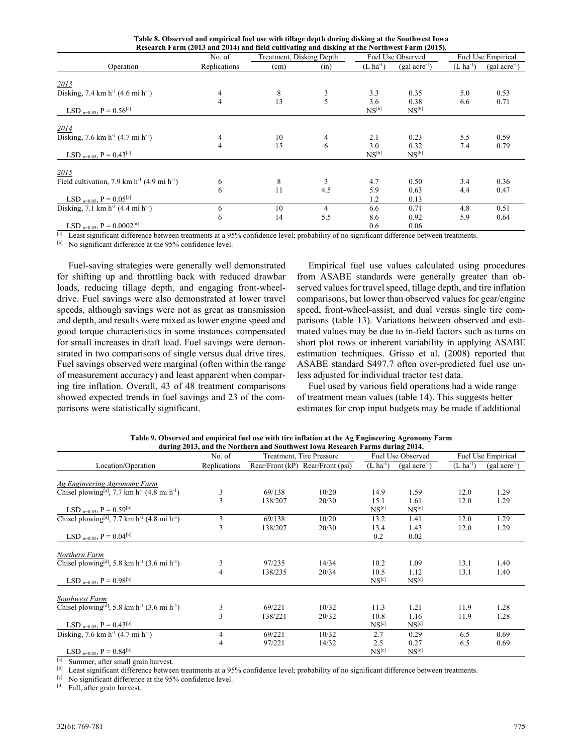**Table 8. Observed and empirical fuel use with tillage depth during disking at the Southwest Iowa Research Farm (2013 and 2014) and field cultivating and disking at the Northwest Farm (2015).**

| Operation | No. of Replications | Treatment, Disking Depth | | Fuel Use Observed | | Fuel Use Empirical | |
|---|---|---|---|---|---|---|---|
| | | (cm) | (in) | (L ha$^{-1}$) | (gal acre$^{-1}$) | (L ha$^{-1}$) | (gal acre$^{-1}$) |
| *2013* | | | | | | | |
| Disking, 7.4 km h$^{-1}$ (4.6 mi h$^{-1}$) | 4 | 8 | 3 | 3.3 | 0.35 | 5.0 | 0.53 |
| | 4 | 13 | 5 | 3.6 | 0.38 | 6.6 | 0.71 |
| LSD $_{\alpha=0.05}$, P = 0.56[a] | | | | NS[b] | NS[b] | | |
| *2014* | | | | | | | |
| Disking, 7.6 km h$^{-1}$ (4.7 mi h$^{-1}$) | 4 | 10 | 4 | 2.1 | 0.23 | 5.5 | 0.59 |
| | 4 | 15 | 6 | 3.0 | 0.32 | 7.4 | 0.79 |
| LSD $_{\alpha=0.05}$, P = 0.43[a] | | | | NS[b] | NS[b] | | |
| *2015* | | | | | | | |
| Field cultivation, 7.9 km h$^{-1}$ (4.9 mi h$^{-1}$) | 6 | 8 | 3 | 4.7 | 0.50 | 3.4 | 0.36 |
| | 6 | 11 | 4.5 | 5.9 | 0.63 | 4.4 | 0.47 |
| LSD $_{\alpha=0.05}$, P = 0.05[a] | | | | 1.2 | 0.13 | | |
| Disking, 7.1 km h$^{-1}$ (4.4 mi h$^{-1}$) | 6 | 10 | 4 | 6.6 | 0.71 | 4.8 | 0.51 |
| | 6 | 14 | 5.5 | 8.6 | 0.92 | 5.9 | 0.64 |
| LSD $_{\alpha=0.05}$, P = 0.0002[a] | | | | 0.6 | 0.06 | | |

[a] Least significant difference between treatments at a 95% confidence level; probability of no significant difference between treatments.
[b] No significant difference at the 95% confidence level.

Fuel-saving strategies were generally well demonstrated for shifting up and throttling back with reduced drawbar loads, reducing tillage depth, and engaging front-wheel-drive. Fuel savings were also demonstrated at lower travel speeds, although savings were not as great as transmission and depth, and results were mixed as lower engine speed and good torque characteristics in some instances compensated for small increases in draft load. Fuel savings were demonstrated in two comparisons of single versus dual drive tires. Fuel savings observed were marginal (often within the range of measurement accuracy) and least apparent when comparing tire inflation. Overall, 43 of 48 treatment comparisons showed expected trends in fuel savings and 23 of the comparisons were statistically significant.

Empirical fuel use values calculated using procedures from ASABE standards were generally greater than observed values for travel speed, tillage depth, and tire inflation comparisons, but lower than observed values for gear/engine speed, front-wheel-assist, and dual versus single tire comparisons (table 13). Variations between observed and estimated values may be due to in-field factors such as turns on short plot rows or inherent variability in applying ASABE estimation techniques. Grisso et al. (2008) reported that ASABE standard S497.7 often over-predicted fuel use unless adjusted for individual tractor test data.

Fuel used by various field operations had a wide range of treatment mean values (table 14). This suggests better estimates for crop input budgets may be made if additional

**Table 9. Observed and empirical fuel use with tire inflation at the Ag Engineering Agronomy Farm during 2013, and the Northern and Southwest Iowa Research Farms during 2014.**

| Location/Operation | No. of Replications | Treatment, Tire Pressure | | Fuel Use Observed | | Fuel Use Empirical | |
|---|---|---|---|---|---|---|---|
| | | Rear/Front (kP) | Rear/Front (psi) | (L ha$^{-1}$) | (gal acre$^{-1}$) | (L ha$^{-1}$) | (gal acre$^{-1}$) |
| *Ag Engineering Agronomy Farm* | | | | | | | |
| Chisel plowing[a], 7.7 km h$^{-1}$ (4.8 mi h$^{-1}$) | 3 | 69/138 | 10/20 | 14.9 | 1.59 | 12.0 | 1.29 |
| | 3 | 138/207 | 20/30 | 15.1 | 1.61 | 12.0 | 1.29 |
| LSD $_{\alpha=0.05}$, P = 0.59[b] | | | | NS[c] | NS[c] | | |
| Chisel plowing[d], 7.7 km h$^{-1}$ (4.8 mi h$^{-1}$) | 3 | 69/138 | 10/20 | 13.2 | 1.41 | 12.0 | 1.29 |
| | 3 | 138/207 | 20/30 | 13.4 | 1.43 | 12.0 | 1.29 |
| LSD $_{\alpha=0.05}$, P = 0.04[b] | | | | 0.2 | 0.02 | | |
| *Northern Farm* | | | | | | | |
| Chisel plowing[d], 5.8 km h$^{-1}$ (3.6 mi h$^{-1}$) | 3 | 97/235 | 14/34 | 10.2 | 1.09 | 13.1 | 1.40 |
| | 4 | 138/235 | 20/34 | 10.5 | 1.12 | 13.1 | 1.40 |
| LSD $_{\alpha=0.05}$, P = 0.98[b] | | | | NS[c] | NS[c] | | |
| *Southwest Farm* | | | | | | | |
| Chisel plowing[d], 5.8 km h$^{-1}$ (3.6 mi h$^{-1}$) | 3 | 69/221 | 10/32 | 11.3 | 1.21 | 11.9 | 1.28 |
| | 3 | 138/221 | 20/32 | 10.8 | 1.16 | 11.9 | 1.28 |
| LSD $_{\alpha=0.05}$, P = 0.43[b] | | | | NS[c] | NS[c] | | |
| Disking, 7.6 km h$^{-1}$ (4.7 mi h$^{-1}$) | 4 | 69/221 | 10/32 | 2.7 | 0.29 | 6.5 | 0.69 |
| | 4 | 97/221 | 14/32 | 2.5 | 0.27 | 6.5 | 0.69 |
| LSD $_{\alpha=0.05}$, P = 0.84[b] | | | | NS[c] | NS[c] | | |

[a] Summer, after small grain harvest.
[b] Least significant difference between treatments at a 95% confidence level; probability of no significant difference between treatments.
[c] No significant difference at the 95% confidence level.
[d] Fall, after grain harvest.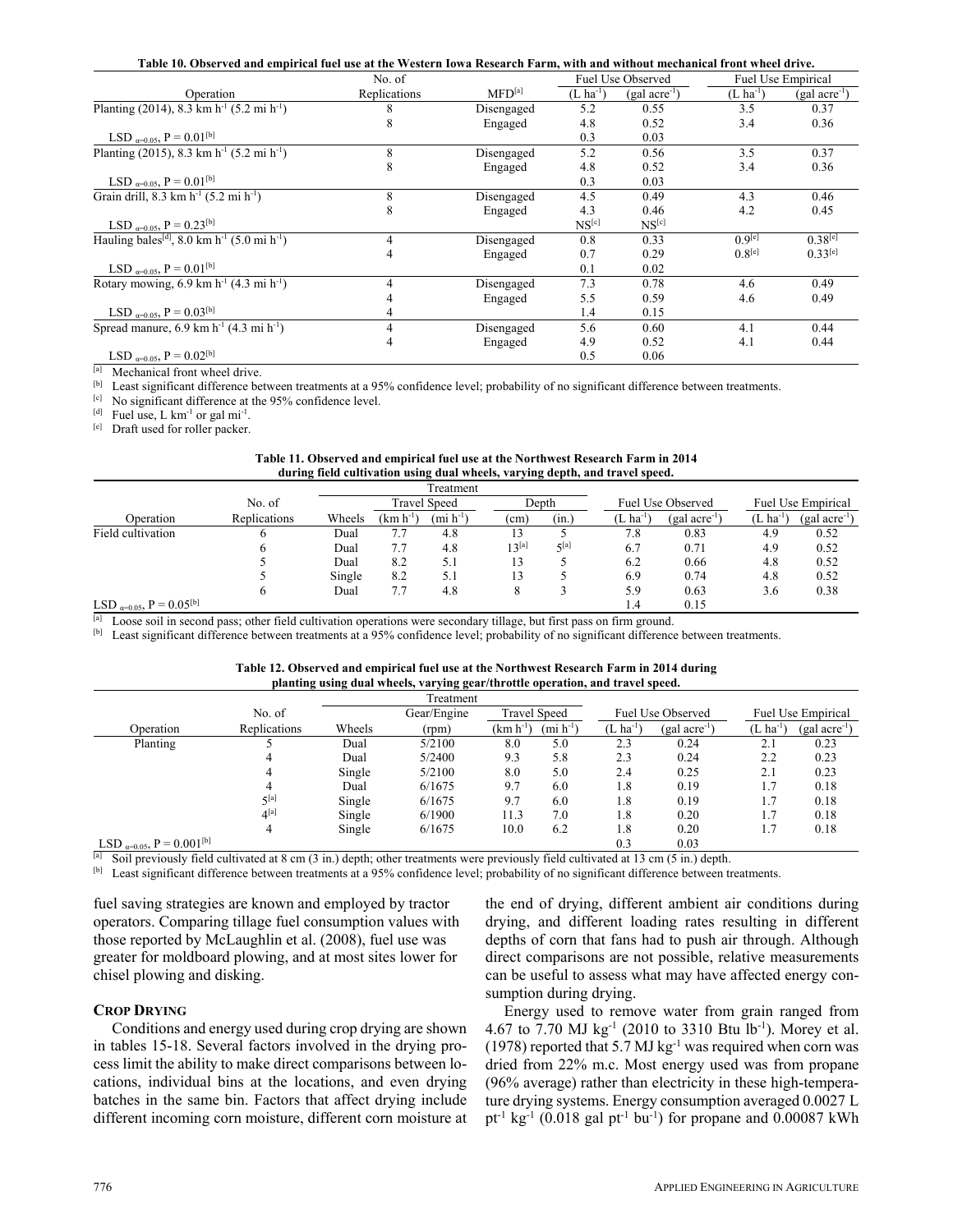**Table 10. Observed and empirical fuel use at the Western Iowa Research Farm, with and without mechanical front wheel drive.**

| Operation | No. of Replications | MFD[a] | Fuel Use Observed $(L\ ha^{-1})$ | Fuel Use Observed $(gal\ acre^{-1})$ | Fuel Use Empirical $(L\ ha^{-1})$ | Fuel Use Empirical $(gal\ acre^{-1})$ |
|---|---|---|---|---|---|---|
| Planting (2014), 8.3 $km\ h^{-1}$ (5.2 $mi\ h^{-1}$) | 8 | Disengaged | 5.2 | 0.55 | 3.5 | 0.37 |
| | 8 | Engaged | 4.8 | 0.52 | 3.4 | 0.36 |
| LSD $_{\alpha=0.05}$, P = 0.01[b] | | | 0.3 | 0.03 | | |
| Planting (2015), 8.3 $km\ h^{-1}$ (5.2 $mi\ h^{-1}$) | 8 | Disengaged | 5.2 | 0.56 | 3.5 | 0.37 |
| | 8 | Engaged | 4.8 | 0.52 | 3.4 | 0.36 |
| LSD $_{\alpha=0.05}$, P = 0.01[b] | | | 0.3 | 0.03 | | |
| Grain drill, 8.3 $km\ h^{-1}$ (5.2 $mi\ h^{-1}$) | 8 | Disengaged | 4.5 | 0.49 | 4.3 | 0.46 |
| | 8 | Engaged | 4.3 | 0.46 | 4.2 | 0.45 |
| LSD $_{\alpha=0.05}$, P = 0.23[b] | | | NS[c] | NS[c] | | |
| Hauling bales[d], 8.0 $km\ h^{-1}$ (5.0 $mi\ h^{-1}$) | 4 | Disengaged | 0.8 | 0.33 | 0.9[e] | 0.38[e] |
| | 4 | Engaged | 0.7 | 0.29 | 0.8[e] | 0.33[e] |
| LSD $_{\alpha=0.05}$, P = 0.01[b] | | | 0.1 | 0.02 | | |
| Rotary mowing, 6.9 $km\ h^{-1}$ (4.3 $mi\ h^{-1}$) | 4 | Disengaged | 7.3 | 0.78 | 4.6 | 0.49 |
| | 4 | Engaged | 5.5 | 0.59 | 4.6 | 0.49 |
| LSD $_{\alpha=0.05}$, P = 0.03[b] | 4 | | 1.4 | 0.15 | | |
| Spread manure, 6.9 $km\ h^{-1}$ (4.3 $mi\ h^{-1}$) | 4 | Disengaged | 5.6 | 0.60 | 4.1 | 0.44 |
| | 4 | Engaged | 4.9 | 0.52 | 4.1 | 0.44 |
| LSD $_{\alpha=0.05}$, P = 0.02[b] | | | 0.5 | 0.06 | | |

[a] Mechanical front wheel drive.
[b] Least significant difference between treatments at a 95% confidence level; probability of no significant difference between treatments.
[c] No significant difference at the 95% confidence level.
[d] Fuel use, $L\ km^{-1}$ or $gal\ mi^{-1}$.
[e] Draft used for roller packer.

**Table 11. Observed and empirical fuel use at the Northwest Research Farm in 2014 during field cultivation using dual wheels, varying depth, and travel speed.**

| Operation | No. of Replications | Treatment: Wheels | Travel Speed $(km\ h^{-1})$ | Travel Speed $(mi\ h^{-1})$ | Depth (cm) | Depth (in.) | Fuel Use Observed $(L\ ha^{-1})$ | Fuel Use Observed $(gal\ acre^{-1})$ | Fuel Use Empirical $(L\ ha^{-1})$ | Fuel Use Empirical $(gal\ acre^{-1})$ |
|---|---|---|---|---|---|---|---|---|---|---|
| Field cultivation | 6 | Dual | 7.7 | 4.8 | 13 | 5 | 7.8 | 0.83 | 4.9 | 0.52 |
| | 6 | Dual | 7.7 | 4.8 | 13[a] | 5[a] | 6.7 | 0.71 | 4.9 | 0.52 |
| | 5 | Dual | 8.2 | 5.1 | 13 | 5 | 6.2 | 0.66 | 4.8 | 0.52 |
| | 5 | Single | 8.2 | 5.1 | 13 | 5 | 6.9 | 0.74 | 4.8 | 0.52 |
| | 6 | Dual | 7.7 | 4.8 | 8 | 3 | 5.9 | 0.63 | 3.6 | 0.38 |
| LSD $_{\alpha=0.05}$, P = 0.05[b] | | | | | | | 1.4 | 0.15 | | |

[a] Loose soil in second pass; other field cultivation operations were secondary tillage, but first pass on firm ground.
[b] Least significant difference between treatments at a 95% confidence level; probability of no significant difference between treatments.

**Table 12. Observed and empirical fuel use at the Northwest Research Farm in 2014 during planting using dual wheels, varying gear/throttle operation, and travel speed.**

| Operation | No. of Replications | Treatment: Wheels | Gear/Engine (rpm) | Travel Speed $(km\ h^{-1})$ | Travel Speed $(mi\ h^{-1})$ | Fuel Use Observed $(L\ ha^{-1})$ | Fuel Use Observed $(gal\ acre^{-1})$ | Fuel Use Empirical $(L\ ha^{-1})$ | Fuel Use Empirical $(gal\ acre^{-1})$ |
|---|---|---|---|---|---|---|---|---|---|
| Planting | 5 | Dual | 5/2100 | 8.0 | 5.0 | 2.3 | 0.24 | 2.1 | 0.23 |
| | 4 | Dual | 5/2400 | 9.3 | 5.8 | 2.3 | 0.24 | 2.2 | 0.23 |
| | 4 | Single | 5/2100 | 8.0 | 5.0 | 2.4 | 0.25 | 2.1 | 0.23 |
| | 4 | Dual | 6/1675 | 9.7 | 6.0 | 1.8 | 0.19 | 1.7 | 0.18 |
| | 5[a] | Single | 6/1675 | 9.7 | 6.0 | 1.8 | 0.19 | 1.7 | 0.18 |
| | 4[a] | Single | 6/1900 | 11.3 | 7.0 | 1.8 | 0.20 | 1.7 | 0.18 |
| | 4 | Single | 6/1675 | 10.0 | 6.2 | 1.8 | 0.20 | 1.7 | 0.18 |
| LSD $_{\alpha=0.05}$, P = 0.001[b] | | | | | | 0.3 | 0.03 | | |

[a] Soil previously field cultivated at 8 cm (3 in.) depth; other treatments were previously field cultivated at 13 cm (5 in.) depth.
[b] Least significant difference between treatments at a 95% confidence level; probability of no significant difference between treatments.

fuel saving strategies are known and employed by tractor operators. Comparing tillage fuel consumption values with those reported by McLaughlin et al. (2008), fuel use was greater for moldboard plowing, and at most sites lower for chisel plowing and disking.

### Crop Drying

Conditions and energy used during crop drying are shown in tables 15-18. Several factors involved in the drying process limit the ability to make direct comparisons between locations, individual bins at the locations, and even drying batches in the same bin. Factors that affect drying include different incoming corn moisture, different corn moisture at the end of drying, different ambient air conditions during drying, and different loading rates resulting in different depths of corn that fans had to push air through. Although direct comparisons are not possible, relative measurements can be useful to assess what may have affected energy consumption during drying.

Energy used to remove water from grain ranged from 4.67 to 7.70 $MJ\ kg^{-1}$ (2010 to 3310 $Btu\ lb^{-1}$). Morey et al. (1978) reported that 5.7 $MJ\ kg^{-1}$ was required when corn was dried from 22% m.c. Most energy used was from propane (96% average) rather than electricity in these high-temperature drying systems. Energy consumption averaged 0.0027 $L\ pt^{-1}\ kg^{-1}$ (0.018 $gal\ pt^{-1}\ bu^{-1}$) for propane and 0.00087 kWh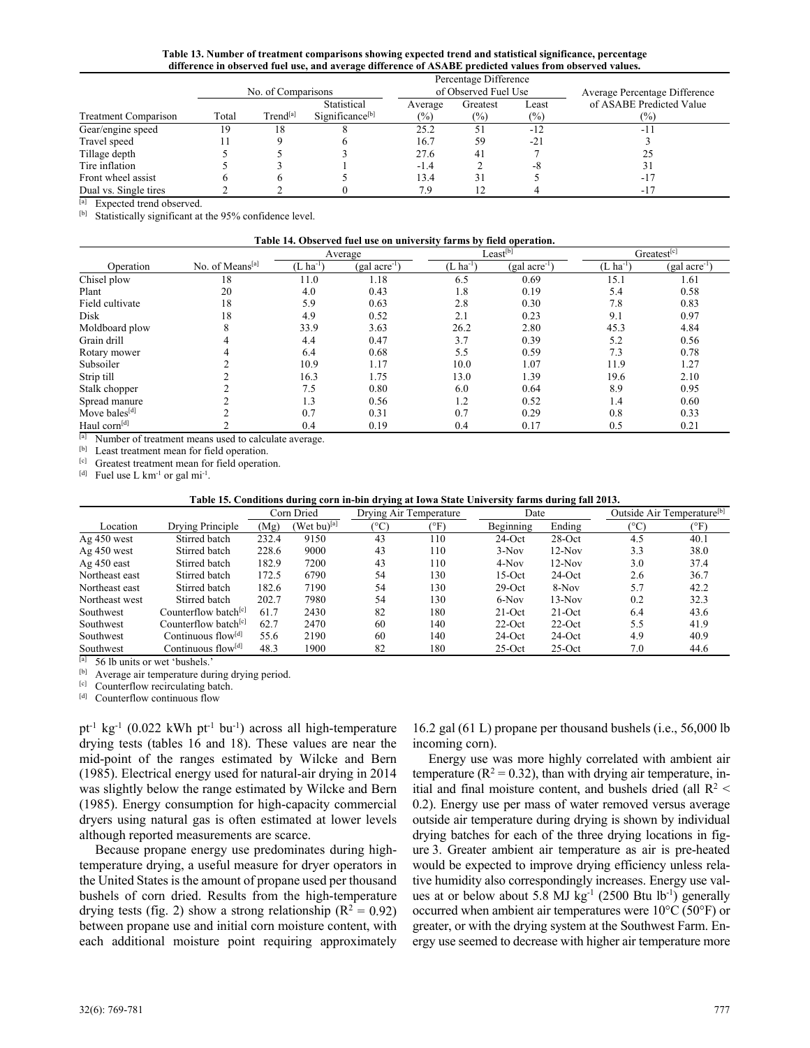**Table 13. Number of treatment comparisons showing expected trend and statistical significance, percentage difference in observed fuel use, and average difference of ASABE predicted values from observed values.**

| Treatment Comparison | No. of Comparisons | | | Percentage Difference of Observed Fuel Use | | | Average Percentage Difference of ASABE Predicted Value (%) |
|---|---|---|---|---|---|---|---|
| | Total | Trend[a] | Statistical Significance[b] | Average (%) | Greatest (%) | Least (%) | |
| Gear/engine speed | 19 | 18 | 8 | 25.2 | 51 | -12 | -11 |
| Travel speed | 11 | 9 | 6 | 16.7 | 59 | -21 | 3 |
| Tillage depth | 5 | 5 | 3 | 27.6 | 41 | 7 | 25 |
| Tire inflation | 5 | 3 | 1 | -1.4 | 2 | -8 | 31 |
| Front wheel assist | 6 | 6 | 5 | 13.4 | 31 | 5 | -17 |
| Dual vs. Single tires | 2 | 2 | 0 | 7.9 | 12 | 4 | -17 |

[a] Expected trend observed.
[b] Statistically significant at the 95% confidence level.

**Table 14. Observed fuel use on university farms by field operation.**

| Operation | No. of Means[a] | Average ($L\ ha^{-1}$) | Average ($gal\ acre^{-1}$) | Least[b] ($L\ ha^{-1}$) | Least[b] ($gal\ acre^{-1}$) | Greatest[c] ($L\ ha^{-1}$) | Greatest[c] ($gal\ acre^{-1}$) |
|---|---|---|---|---|---|---|---|
| Chisel plow | 18 | 11.0 | 1.18 | 6.5 | 0.69 | 15.1 | 1.61 |
| Plant | 20 | 4.0 | 0.43 | 1.8 | 0.19 | 5.4 | 0.58 |
| Field cultivate | 18 | 5.9 | 0.63 | 2.8 | 0.30 | 7.8 | 0.83 |
| Disk | 18 | 4.9 | 0.52 | 2.1 | 0.23 | 9.1 | 0.97 |
| Moldboard plow | 8 | 33.9 | 3.63 | 26.2 | 2.80 | 45.3 | 4.84 |
| Grain drill | 4 | 4.4 | 0.47 | 3.7 | 0.39 | 5.2 | 0.56 |
| Rotary mower | 4 | 6.4 | 0.68 | 5.5 | 0.59 | 7.3 | 0.78 |
| Subsoiler | 2 | 10.9 | 1.17 | 10.0 | 1.07 | 11.9 | 1.27 |
| Strip till | 2 | 16.3 | 1.75 | 13.0 | 1.39 | 19.6 | 2.10 |
| Stalk chopper | 2 | 7.5 | 0.80 | 6.0 | 0.64 | 8.9 | 0.95 |
| Spread manure | 2 | 1.3 | 0.56 | 1.2 | 0.52 | 1.4 | 0.60 |
| Move bales[d] | 2 | 0.7 | 0.31 | 0.7 | 0.29 | 0.8 | 0.33 |
| Haul corn[d] | 2 | 0.4 | 0.19 | 0.4 | 0.17 | 0.5 | 0.21 |

[a] Number of treatment means used to calculate average.
[b] Least treatment mean for field operation.
[c] Greatest treatment mean for field operation.
[d] Fuel use $L\ km^{-1}$ or $gal\ mi^{-1}$.

**Table 15. Conditions during corn in-bin drying at Iowa State University farms during fall 2013.**

| Location | Drying Principle | Corn Dried (Mg) | Corn Dried (Wet bu)[a] | Drying Air Temperature (°C) | Drying Air Temperature (°F) | Date Beginning | Date Ending | Outside Air Temperature[b] (°C) | Outside Air Temperature[b] (°F) |
|---|---|---|---|---|---|---|---|---|---|
| Ag 450 west | Stirred batch | 232.4 | 9150 | 43 | 110 | 24-Oct | 28-Oct | 4.5 | 40.1 |
| Ag 450 west | Stirred batch | 228.6 | 9000 | 43 | 110 | 3-Nov | 12-Nov | 3.3 | 38.0 |
| Ag 450 east | Stirred batch | 182.9 | 7200 | 43 | 110 | 4-Nov | 12-Nov | 3.0 | 37.4 |
| Northeast east | Stirred batch | 172.5 | 6790 | 54 | 130 | 15-Oct | 24-Oct | 2.6 | 36.7 |
| Northeast east | Stirred batch | 182.6 | 7190 | 54 | 130 | 29-Oct | 8-Nov | 5.7 | 42.2 |
| Northeast west | Stirred batch | 202.7 | 7980 | 54 | 130 | 6-Nov | 13-Nov | 0.2 | 32.3 |
| Southwest | Counterflow batch[c] | 61.7 | 2430 | 82 | 180 | 21-Oct | 21-Oct | 6.4 | 43.6 |
| Southwest | Counterflow batch[c] | 62.7 | 2470 | 60 | 140 | 22-Oct | 22-Oct | 5.5 | 41.9 |
| Southwest | Continuous flow[d] | 55.6 | 2190 | 60 | 140 | 24-Oct | 24-Oct | 4.9 | 40.9 |
| Southwest | Continuous flow[d] | 48.3 | 1900 | 82 | 180 | 25-Oct | 25-Oct | 7.0 | 44.6 |

[a] 56 lb units or wet 'bushels.'
[b] Average air temperature during drying period.
[c] Counterflow recirculating batch.
[d] Counterflow continuous flow

$pt^{-1}\ kg^{-1}$ (0.022 $kWh\ pt^{-1}\ bu^{-1}$) across all high-temperature drying tests (tables 16 and 18). These values are near the mid-point of the ranges estimated by Wilcke and Bern (1985). Electrical energy used for natural-air drying in 2014 was slightly below the range estimated by Wilcke and Bern (1985). Energy consumption for high-capacity commercial dryers using natural gas is often estimated at lower levels although reported measurements are scarce.

Because propane energy use predominates during high-temperature drying, a useful measure for dryer operators in the United States is the amount of propane used per thousand bushels of corn dried. Results from the high-temperature drying tests (fig. 2) show a strong relationship ($R^2 = 0.92$) between propane use and initial corn moisture content, with each additional moisture point requiring approximately 16.2 gal (61 L) propane per thousand bushels (i.e., 56,000 lb incoming corn).

Energy use was more highly correlated with ambient air temperature ($R^2 = 0.32$), than with drying air temperature, initial and final moisture content, and bushels dried (all $R^2 < 0.2$). Energy use per mass of water removed versus average outside air temperature during drying is shown by individual drying batches for each of the three drying locations in figure 3. Greater ambient air temperature as air is pre-heated would be expected to improve drying efficiency unless relative humidity also correspondingly increases. Energy use values at or below about 5.8 $MJ\ kg^{-1}$ (2500 $Btu\ lb^{-1}$) generally occurred when ambient air temperatures were 10°C (50°F) or greater, or with the drying system at the Southwest Farm. Energy use seemed to decrease with higher air temperature more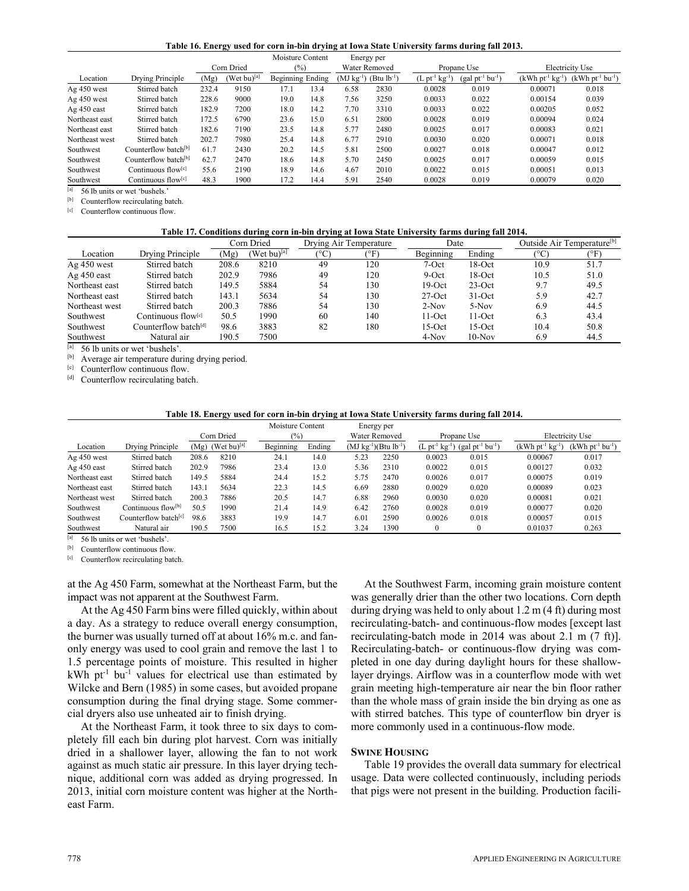**Table 16. Energy used for corn in-bin drying at Iowa State University farms during fall 2013.**

| Location | Drying Principle | Corn Dried | | Moisture Content (%) | | Energy per Water Removed | | Propane Use | | Electricity Use | |
|---|---|---|---|---|---|---|---|---|---|---|---|
| | | (Mg) | (Wet bu)[a] | Beginning | Ending | (MJ $kg^{-1}$) | (Btu $lb^{-1}$) | (L $pt^{-1}$ $kg^{-1}$) | (gal $pt^{-1}$ $bu^{-1}$) | (kWh $pt^{-1}$ $kg^{-1}$) | (kWh $pt^{-1}$ $bu^{-1}$) |
| Ag 450 west | Stirred batch | 232.4 | 9150 | 17.1 | 13.4 | 6.58 | 2830 | 0.0028 | 0.019 | 0.00071 | 0.018 |
| Ag 450 west | Stirred batch | 228.6 | 9000 | 19.0 | 14.8 | 7.56 | 3250 | 0.0033 | 0.022 | 0.00154 | 0.039 |
| Ag 450 east | Stirred batch | 182.9 | 7200 | 18.0 | 14.2 | 7.70 | 3310 | 0.0033 | 0.022 | 0.00205 | 0.052 |
| Northeast east | Stirred batch | 172.5 | 6790 | 23.6 | 15.0 | 6.51 | 2800 | 0.0028 | 0.019 | 0.00094 | 0.024 |
| Northeast east | Stirred batch | 182.6 | 7190 | 23.5 | 14.8 | 5.77 | 2480 | 0.0025 | 0.017 | 0.00083 | 0.021 |
| Northeast west | Stirred batch | 202.7 | 7980 | 25.4 | 14.8 | 6.77 | 2910 | 0.0030 | 0.020 | 0.00071 | 0.018 |
| Southwest | Counterflow batch[b] | 61.7 | 2430 | 20.2 | 14.5 | 5.81 | 2500 | 0.0027 | 0.018 | 0.00047 | 0.012 |
| Southwest | Counterflow batch[b] | 62.7 | 2470 | 18.6 | 14.8 | 5.70 | 2450 | 0.0025 | 0.017 | 0.00059 | 0.015 |
| Southwest | Continuous flow[c] | 55.6 | 2190 | 18.9 | 14.6 | 4.67 | 2010 | 0.0022 | 0.015 | 0.00051 | 0.013 |
| Southwest | Continuous flow[c] | 48.3 | 1900 | 17.2 | 14.4 | 5.91 | 2540 | 0.0028 | 0.019 | 0.00079 | 0.020 |

[a] 56 lb units or wet 'bushels.'
[b] Counterflow recirculating batch.
[c] Counterflow continuous flow.

**Table 17. Conditions during corn in-bin drying at Iowa State University farms during fall 2014.**

| Location | Drying Principle | Corn Dried | | Drying Air Temperature | | Date | | Outside Air Temperature[b] | |
|---|---|---|---|---|---|---|---|---|---|
| | | (Mg) | (Wet bu)[a] | (°C) | (°F) | Beginning | Ending | (°C) | (°F) |
| Ag 450 west | Stirred batch | 208.6 | 8210 | 49 | 120 | 7-Oct | 18-Oct | 10.9 | 51.7 |
| Ag 450 east | Stirred batch | 202.9 | 7986 | 49 | 120 | 9-Oct | 18-Oct | 10.5 | 51.0 |
| Northeast east | Stirred batch | 149.5 | 5884 | 54 | 130 | 19-Oct | 23-Oct | 9.7 | 49.5 |
| Northeast east | Stirred batch | 143.1 | 5634 | 54 | 130 | 27-Oct | 31-Oct | 5.9 | 42.7 |
| Northeast west | Stirred batch | 200.3 | 7886 | 54 | 130 | 2-Nov | 5-Nov | 6.9 | 44.5 |
| Southwest | Continuous flow[c] | 50.5 | 1990 | 60 | 140 | 11-Oct | 11-Oct | 6.3 | 43.4 |
| Southwest | Counterflow batch[d] | 98.6 | 3883 | 82 | 180 | 15-Oct | 15-Oct | 10.4 | 50.8 |
| Southwest | Natural air | 190.5 | 7500 | | | 4-Nov | 10-Nov | 6.9 | 44.5 |

[a] 56 lb units or wet 'bushels'.
[b] Average air temperature during drying period.
[c] Counterflow continuous flow.
[d] Counterflow recirculating batch.

**Table 18. Energy used for corn in-bin drying at Iowa State University farms during fall 2014.**

| Location | Drying Principle | Corn Dried | | Moisture Content (%) | | Energy per Water Removed | | Propane Use | | Electricity Use | |
|---|---|---|---|---|---|---|---|---|---|---|---|
| | | (Mg) | (Wet bu)[a] | Beginning | Ending | (MJ $kg^{-1}$) | (Btu $lb^{-1}$) | (L $pt^{-1}$ $kg^{-1}$) | (gal $pt^{-1}$ $bu^{-1}$) | (kWh $pt^{-1}$ $kg^{-1}$) | (kWh $pt^{-1}$ $bu^{-1}$) |
| Ag 450 west | Stirred batch | 208.6 | 8210 | 24.1 | 14.0 | 5.23 | 2250 | 0.0023 | 0.015 | 0.00067 | 0.017 |
| Ag 450 east | Stirred batch | 202.9 | 7986 | 23.4 | 13.0 | 5.36 | 2310 | 0.0022 | 0.015 | 0.00127 | 0.032 |
| Northeast east | Stirred batch | 149.5 | 5884 | 24.4 | 15.2 | 5.75 | 2470 | 0.0026 | 0.017 | 0.00075 | 0.019 |
| Northeast east | Stirred batch | 143.1 | 5634 | 22.3 | 14.5 | 6.69 | 2880 | 0.0029 | 0.020 | 0.00089 | 0.023 |
| Northeast west | Stirred batch | 200.3 | 7886 | 20.5 | 14.7 | 6.88 | 2960 | 0.0030 | 0.020 | 0.00081 | 0.021 |
| Southwest | Continuous flow[b] | 50.5 | 1990 | 21.4 | 14.9 | 6.42 | 2760 | 0.0028 | 0.019 | 0.00077 | 0.020 |
| Southwest | Counterflow batch[c] | 98.6 | 3883 | 19.9 | 14.7 | 6.01 | 2590 | 0.0026 | 0.018 | 0.00057 | 0.015 |
| Southwest | Natural air | 190.5 | 7500 | 16.5 | 15.2 | 3.24 | 1390 | 0 | 0 | 0.01037 | 0.263 |

[a] 56 lb units or wet 'bushels'.
[b] Counterflow continuous flow.
[c] Counterflow recirculating batch.

at the Ag 450 Farm, somewhat at the Northeast Farm, but the impact was not apparent at the Southwest Farm.

At the Ag 450 Farm bins were filled quickly, within about a day. As a strategy to reduce overall energy consumption, the burner was usually turned off at about 16% m.c. and fan-only energy was used to cool grain and remove the last 1 to 1.5 percentage points of moisture. This resulted in higher kWh $pt^{-1}$ $bu^{-1}$ values for electrical use than estimated by Wilcke and Bern (1985) in some cases, but avoided propane consumption during the final drying stage. Some commercial dryers also use unheated air to finish drying.

At the Northeast Farm, it took three to six days to completely fill each bin during plot harvest. Corn was initially dried in a shallower layer, allowing the fan to not work against as much static air pressure. In this layer drying technique, additional corn was added as drying progressed. In 2013, initial corn moisture content was higher at the Northeast Farm.

At the Southwest Farm, incoming grain moisture content was generally drier than the other two locations. Corn depth during drying was held to only about 1.2 m (4 ft) during most recirculating-batch- and continuous-flow modes [except last recirculating-batch mode in 2014 was about 2.1 m (7 ft)]. Recirculating-batch- or continuous-flow drying was completed in one day during daylight hours for these shallow-layer dryings. Airflow was in a counterflow mode with wet grain meeting high-temperature air near the bin floor rather than the whole mass of grain inside the bin drying as one as with stirred batches. This type of counterflow bin dryer is more commonly used in a continuous-flow mode.

## Swine Housing

Table 19 provides the overall data summary for electrical usage. Data were collected continuously, including periods that pigs were not present in the building. Production facili-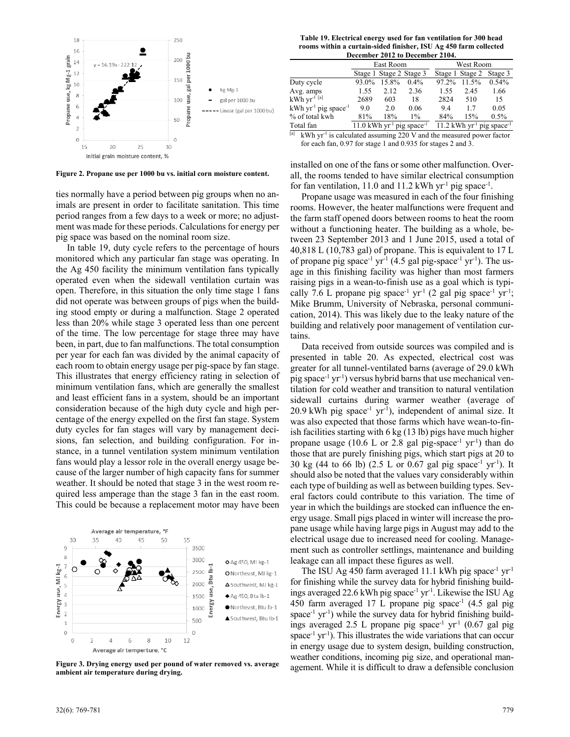Figure 2. Propane use per 1000 bu vs. initial corn moisture content.

ties normally have a period between pig groups when no animals are present in order to facilitate sanitation. This time period ranges from a few days to a week or more; no adjustment was made for these periods. Calculations for energy per pig space was based on the nominal room size.

In table 19, duty cycle refers to the percentage of hours monitored which any particular fan stage was operating. In the Ag 450 facility the minimum ventilation fans typically operated even when the sidewall ventilation curtain was open. Therefore, in this situation the only time stage 1 fans did not operate was between groups of pigs when the building stood empty or during a malfunction. Stage 2 operated less than 20% while stage 3 operated less than one percent of the time. The low percentage for stage three may have been, in part, due to fan malfunctions. The total consumption per year for each fan was divided by the animal capacity of each room to obtain energy usage per pig-space by fan stage. This illustrates that energy efficiency rating in selection of minimum ventilation fans, which are generally the smallest and least efficient fans in a system, should be an important consideration because of the high duty cycle and high percentage of the energy expelled on the first fan stage. System duty cycles for fan stages will vary by management decisions, fan selection, and building configuration. For instance, in a tunnel ventilation system minimum ventilation fans would play a lessor role in the overall energy usage because of the larger number of high capacity fans for summer weather. It should be noted that stage 3 in the west room required less amperage than the stage 3 fan in the east room. This could be because a replacement motor may have been

Figure 3. Drying energy used per pound of water removed vs. average ambient air temperature during drying.

**Table 19. Electrical energy used for fan ventilation for 300 head rooms within a curtain-sided finisher, ISU Ag 450 farm collected December 2012 to December 2104.**

| | East Room | | | West Room | | |
|---|---|---|---|---|---|---|
| | Stage 1 | Stage 2 | Stage 3 | Stage 1 | Stage 2 | Stage 3 |
| Duty cycle | 93.0% | 15.8% | 0.4% | 97.2% | 11.5% | 0.54% |
| Avg. amps | 1.55 | 2.12 | 2.36 | 1.55 | 2.45 | 1.66 |
| kWh $yr^{-1}$ [a] | 2689 | 603 | 18 | 2824 | 510 | 15 |
| kWh $yr^{-1}$ pig $space^{-1}$ | 9.0 | 2.0 | 0.06 | 9.4 | 1.7 | 0.05 |
| % of total kwh | 81% | 18% | 1% | 84% | 15% | 0.5% |
| Total fan | 11.0 kWh $yr^{-1}$ pig $space^{-1}$ | | | 11.2 kWh $yr^{-1}$ pig $space^{-1}$ | | |

[a] kWh $yr^{-1}$ is calculated assuming 220 V and the measured power factor for each fan, 0.97 for stage 1 and 0.935 for stages 2 and 3.

installed on one of the fans or some other malfunction. Overall, the rooms tended to have similar electrical consumption for fan ventilation, 11.0 and 11.2 kWh $yr^{-1}$ pig $space^{-1}$.

Propane usage was measured in each of the four finishing rooms. However, the heater malfunctions were frequent and the farm staff opened doors between rooms to heat the room without a functioning heater. The building as a whole, between 23 September 2013 and 1 June 2015, used a total of 40,818 L (10,783 gal) of propane. This is equivalent to 17 L of propane pig $space^{-1}$ $yr^{-1}$ (4.5 gal pig-$space^{-1}$ $yr^{-1}$). The usage in this finishing facility was higher than most farmers raising pigs in a wean-to-finish use as a goal which is typically 7.6 L propane pig $space^{-1}$ $yr^{-1}$ (2 gal pig $space^{-1}$ $yr^{-1}$; Mike Brumm, University of Nebraska, personal communication, 2014). This was likely due to the leaky nature of the building and relatively poor management of ventilation curtains.

Data received from outside sources was compiled and is presented in table 20. As expected, electrical cost was greater for all tunnel-ventilated barns (average of 29.0 kWh pig $space^{-1}$ $yr^{-1}$) versus hybrid barns that use mechanical ventilation for cold weather and transition to natural ventilation sidewall curtains during warmer weather (average of 20.9 kWh pig $space^{-1}$ $yr^{-1}$), independent of animal size. It was also expected that those farms which have wean-to-finish facilities starting with 6 kg (13 lb) pigs have much higher propane usage (10.6 L or 2.8 gal pig-$space^{-1}$ $yr^{-1}$) than do those that are purely finishing pigs, which start pigs at 20 to 30 kg (44 to 66 lb) (2.5 L or 0.67 gal pig $space^{-1}$ $yr^{-1}$). It should also be noted that the values vary considerably within each type of building as well as between building types. Several factors could contribute to this variation. The time of year in which the buildings are stocked can influence the energy usage. Small pigs placed in winter will increase the propane usage while having large pigs in August may add to the electrical usage due to increased need for cooling. Management such as controller settlings, maintenance and building leakage can all impact these figures as well.

The ISU Ag 450 farm averaged 11.1 kWh pig $space^{-1}$ $yr^{-1}$ for finishing while the survey data for hybrid finishing buildings averaged 22.6 kWh pig $space^{-1}$ $yr^{-1}$. Likewise the ISU Ag 450 farm averaged 17 L propane pig $space^{-1}$ (4.5 gal pig $space^{-1}$ $yr^{-1}$) while the survey data for hybrid finishing buildings averaged 2.5 L propane pig $space^{-1}$ $yr^{-1}$ (0.67 gal pig $space^{-1}$ $yr^{-1}$). This illustrates the wide variations that can occur in energy usage due to system design, building construction, weather conditions, incoming pig size, and operational management. While it is difficult to draw a defensible conclusion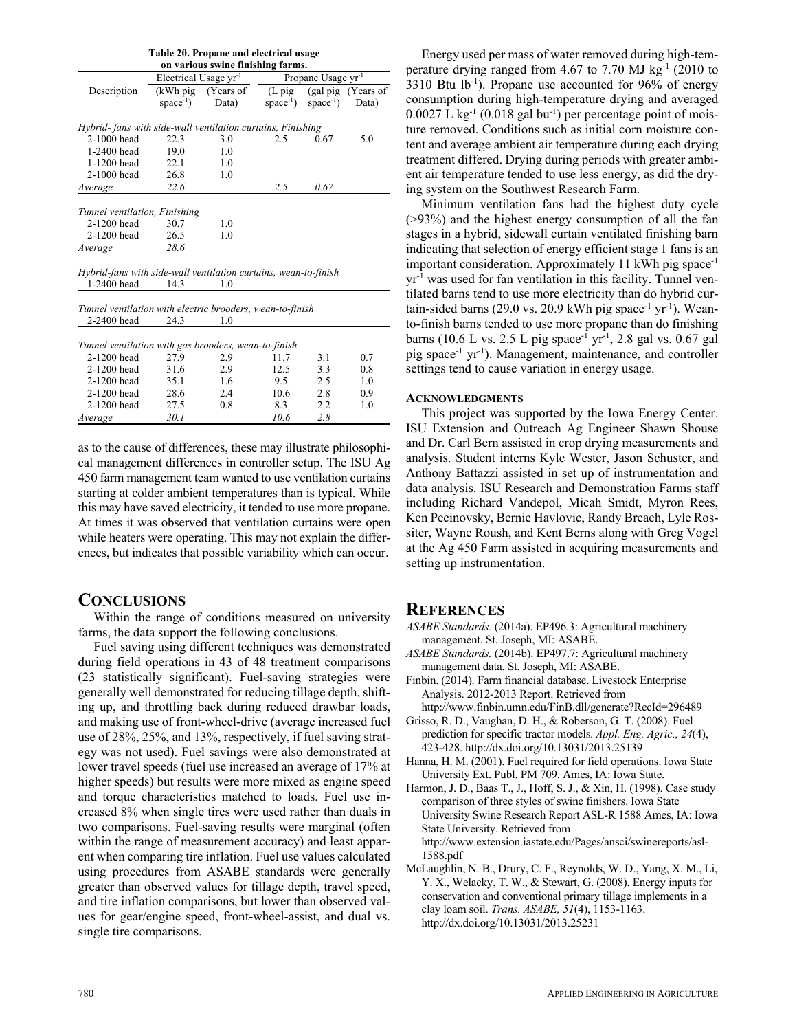**Table 20. Propane and electrical usage on various swine finishing farms.**

| Description | Electrical Usage $yr^{-1}$ (kWh pig space$^{-1}$) | Electrical Usage $yr^{-1}$ (Years of Data) | Propane Usage $yr^{-1}$ (L pig space$^{-1}$) | Propane Usage $yr^{-1}$ (gal pig space$^{-1}$) | Propane Usage $yr^{-1}$ (Years of Data) |
|---|---|---|---|---|---|
| *Hybrid- fans with side-wall ventilation curtains, Finishing* | | | | | |
| 2-1000 head | 22.3 | 3.0 | 2.5 | 0.67 | 5.0 |
| 1-2400 head | 19.0 | 1.0 | | | |
| 1-1200 head | 22.1 | 1.0 | | | |
| 2-1000 head | 26.8 | 1.0 | | | |
| *Average* | *22.6* | | *2.5* | *0.67* | |
| *Tunnel ventilation, Finishing* | | | | | |
| 2-1200 head | 30.7 | 1.0 | | | |
| 2-1200 head | 26.5 | 1.0 | | | |
| *Average* | *28.6* | | | | |
| *Hybrid-fans with side-wall ventilation curtains, wean-to-finish* | | | | | |
| 1-2400 head | 14.3 | 1.0 | | | |
| *Tunnel ventilation with electric brooders, wean-to-finish* | | | | | |
| 2-2400 head | 24.3 | 1.0 | | | |
| *Tunnel ventilation with gas brooders, wean-to-finish* | | | | | |
| 2-1200 head | 27.9 | 2.9 | 11.7 | 3.1 | 0.7 |
| 2-1200 head | 31.6 | 2.9 | 12.5 | 3.3 | 0.8 |
| 2-1200 head | 35.1 | 1.6 | 9.5 | 2.5 | 1.0 |
| 2-1200 head | 28.6 | 2.4 | 10.6 | 2.8 | 0.9 |
| 2-1200 head | 27.5 | 0.8 | 8.3 | 2.2 | 1.0 |
| *Average* | *30.1* | | *10.6* | *2.8* | |

as to the cause of differences, these may illustrate philosophical management differences in controller setup. The ISU Ag 450 farm management team wanted to use ventilation curtains starting at colder ambient temperatures than is typical. While this may have saved electricity, it tended to use more propane. At times it was observed that ventilation curtains were open while heaters were operating. This may not explain the differences, but indicates that possible variability which can occur.

## Conclusions

Within the range of conditions measured on university farms, the data support the following conclusions.

Fuel saving using different techniques was demonstrated during field operations in 43 of 48 treatment comparisons (23 statistically significant). Fuel-saving strategies were generally well demonstrated for reducing tillage depth, shifting up, and throttling back during reduced drawbar loads, and making use of front-wheel-drive (average increased fuel use of 28%, 25%, and 13%, respectively, if fuel saving strategy was not used). Fuel savings were also demonstrated at lower travel speeds (fuel use increased an average of 17% at higher speeds) but results were more mixed as engine speed and torque characteristics matched to loads. Fuel use increased 8% when single tires were used rather than duals in two comparisons. Fuel-saving results were marginal (often within the range of measurement accuracy) and least apparent when comparing tire inflation. Fuel use values calculated using procedures from ASABE standards were generally greater than observed values for tillage depth, travel speed, and tire inflation comparisons, but lower than observed values for gear/engine speed, front-wheel-assist, and dual vs. single tire comparisons.

Energy used per mass of water removed during high-temperature drying ranged from 4.67 to 7.70 MJ $kg^{-1}$ (2010 to 3310 Btu $lb^{-1}$). Propane use accounted for 96% of energy consumption during high-temperature drying and averaged 0.0027 L $kg^{-1}$ (0.018 gal $bu^{-1}$) per percentage point of moisture removed. Conditions such as initial corn moisture content and average ambient air temperature during each drying treatment differed. Drying during periods with greater ambient air temperature tended to use less energy, as did the drying system on the Southwest Research Farm.

Minimum ventilation fans had the highest duty cycle (>93%) and the highest energy consumption of all the fan stages in a hybrid, sidewall curtain ventilated finishing barn indicating that selection of energy efficient stage 1 fans is an important consideration. Approximately 11 kWh pig space$^{-1}$ $yr^{-1}$ was used for fan ventilation in this facility. Tunnel ventilated barns tend to use more electricity than do hybrid curtain-sided barns (29.0 vs. 20.9 kWh pig space$^{-1}$ $yr^{-1}$). Wean-to-finish barns tended to use more propane than do finishing barns (10.6 L vs. 2.5 L pig space$^{-1}$ $yr^{-1}$, 2.8 gal vs. 0.67 gal pig space$^{-1}$ $yr^{-1}$). Management, maintenance, and controller settings tend to cause variation in energy usage.

### Acknowledgments

This project was supported by the Iowa Energy Center. ISU Extension and Outreach Ag Engineer Shawn Shouse and Dr. Carl Bern assisted in crop drying measurements and analysis. Student interns Kyle Wester, Jason Schuster, and Anthony Battazzi assisted in set up of instrumentation and data analysis. ISU Research and Demonstration Farms staff including Richard Vandepol, Micah Smidt, Myron Rees, Ken Pecinovsky, Bernie Havlovic, Randy Breach, Lyle Rossiter, Wayne Roush, and Kent Berns along with Greg Vogel at the Ag 450 Farm assisted in acquiring measurements and setting up instrumentation.

## References

*ASABE Standards.* (2014a). EP496.3: Agricultural machinery management. St. Joseph, MI: ASABE.

*ASABE Standards.* (2014b). EP497.7: Agricultural machinery management data. St. Joseph, MI: ASABE.

Finbin. (2014). Farm financial database. Livestock Enterprise Analysis. 2012-2013 Report. Retrieved from http://www.finbin.umn.edu/FinB.dll/generate?RecId=296489

Grisso, R. D., Vaughan, D. H., & Roberson, G. T. (2008). Fuel prediction for specific tractor models. *Appl. Eng. Agric., 24*(4), 423-428. http://dx.doi.org/10.13031/2013.25139

Hanna, H. M. (2001). Fuel required for field operations. Iowa State University Ext. Publ. PM 709. Ames, IA: Iowa State.

Harmon, J. D., Baas T., J., Hoff, S. J., & Xin, H. (1998). Case study comparison of three styles of swine finishers. Iowa State University Swine Research Report ASL-R 1588 Ames, IA: Iowa State University. Retrieved from http://www.extension.iastate.edu/Pages/ansci/swinereports/asl-1588.pdf

McLaughlin, N. B., Drury, C. F., Reynolds, W. D., Yang, X. M., Li, Y. X., Welacky, T. W., & Stewart, G. (2008). Energy inputs for conservation and conventional primary tillage implements in a clay loam soil. *Trans. ASABE, 51*(4), 1153-1163. http://dx.doi.org/10.13031/2013.25231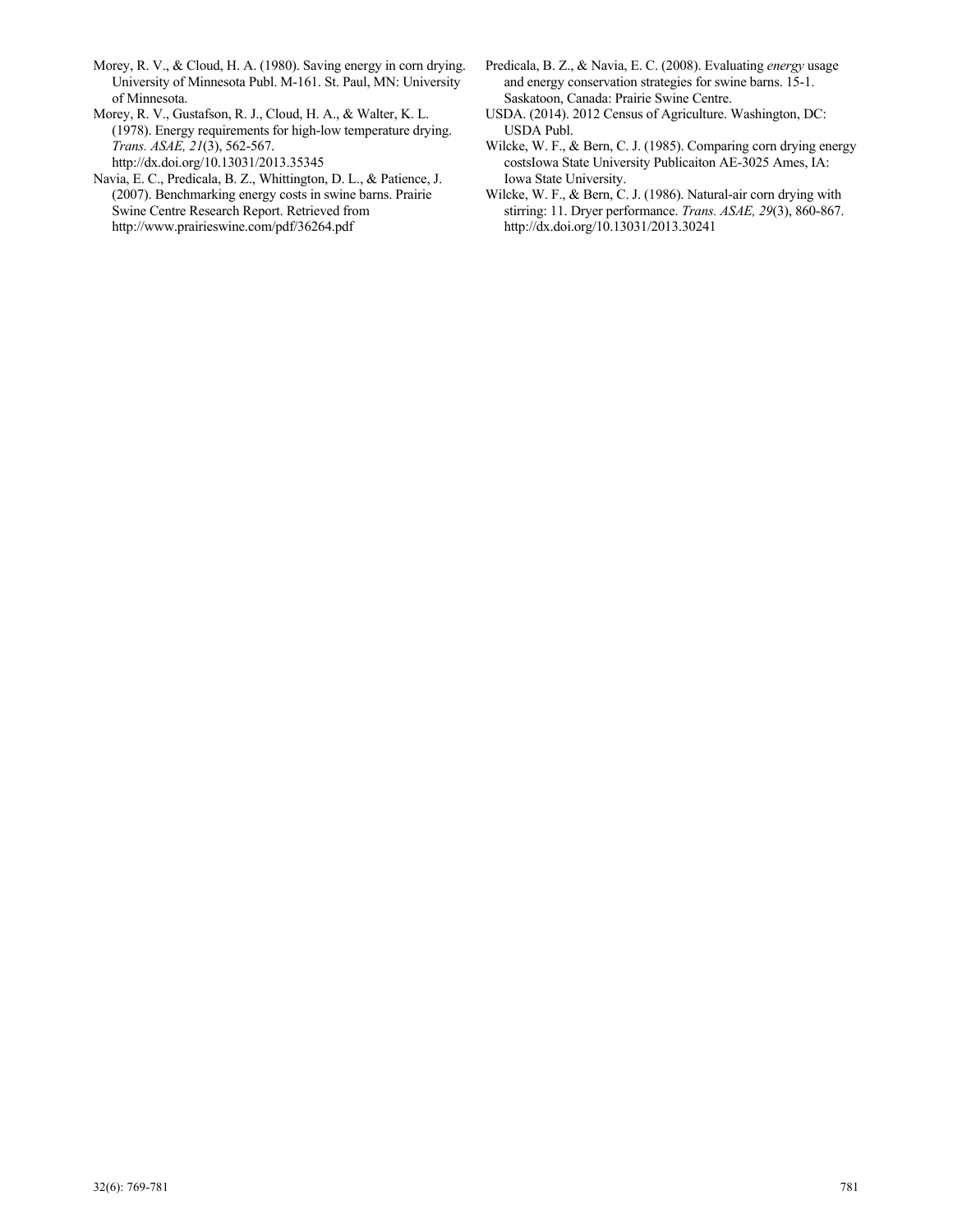Morey, R. V., & Cloud, H. A. (1980). Saving energy in corn drying. University of Minnesota Publ. M-161. St. Paul, MN: University of Minnesota.

Morey, R. V., Gustafson, R. J., Cloud, H. A., & Walter, K. L. (1978). Energy requirements for high-low temperature drying. *Trans. ASAE, 21*(3), 562-567. http://dx.doi.org/10.13031/2013.35345

Navia, E. C., Predicala, B. Z., Whittington, D. L., & Patience, J. (2007). Benchmarking energy costs in swine barns. Prairie Swine Centre Research Report. Retrieved from http://www.prairieswine.com/pdf/36264.pdf

Predicala, B. Z., & Navia, E. C. (2008). Evaluating *energy* usage and energy conservation strategies for swine barns. 15-1. Saskatoon, Canada: Prairie Swine Centre.

USDA. (2014). 2012 Census of Agriculture. Washington, DC: USDA Publ.

Wilcke, W. F., & Bern, C. J. (1985). Comparing corn drying energy costsIowa State University Publicaiton AE-3025 Ames, IA: Iowa State University.

Wilcke, W. F., & Bern, C. J. (1986). Natural-air corn drying with stirring: 11. Dryer performance. *Trans. ASAE, 29*(3), 860-867. http://dx.doi.org/10.13031/2013.30241